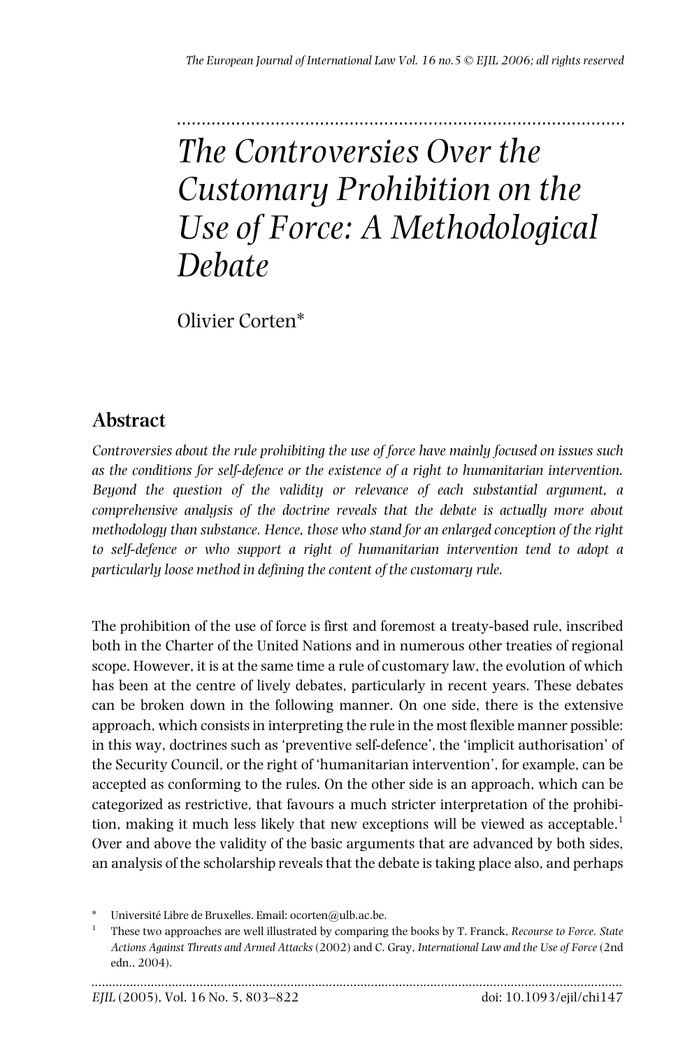# *The Controversies Over the Customary Prohibition on the Use of Force: A Methodological Debate*

Olivier Corten*

## Abstract

*Controversies about the rule prohibiting the use of force have mainly focused on issues such as the conditions for self-defence or the existence of a right to humanitarian intervention. Beyond the question of the validity or relevance of each substantial argument, a comprehensive analysis of the doctrine reveals that the debate is actually more about methodology than substance. Hence, those who stand for an enlarged conception of the right to self-defence or who support a right of humanitarian intervention tend to adopt a particularly loose method in defining the content of the customary rule.*

The prohibition of the use of force is first and foremost a treaty-based rule, inscribed both in the Charter of the United Nations and in numerous other treaties of regional scope. However, it is at the same time a rule of customary law, the evolution of which has been at the centre of lively debates, particularly in recent years. These debates can be broken down in the following manner. On one side, there is the extensive approach, which consists in interpreting the rule in the most flexible manner possible: in this way, doctrines such as 'preventive self-defence', the 'implicit authorisation' of the Security Council, or the right of 'humanitarian intervention', for example, can be accepted as conforming to the rules. On the other side is an approach, which can be categorized as restrictive, that favours a much stricter interpretation of the prohibition, making it much less likely that new exceptions will be viewed as acceptable.[1] Over and above the validity of the basic arguments that are advanced by both sides, an analysis of the scholarship reveals that the debate is taking place also, and perhaps

---

\* Université Libre de Bruxelles. Email: ocorten@ulb.ac.be.

[1] These two approaches are well illustrated by comparing the books by T. Franck, *Recourse to Force. State Actions Against Threats and Armed Attacks* (2002) and C. Gray, *International Law and the Use of Force* (2nd edn., 2004).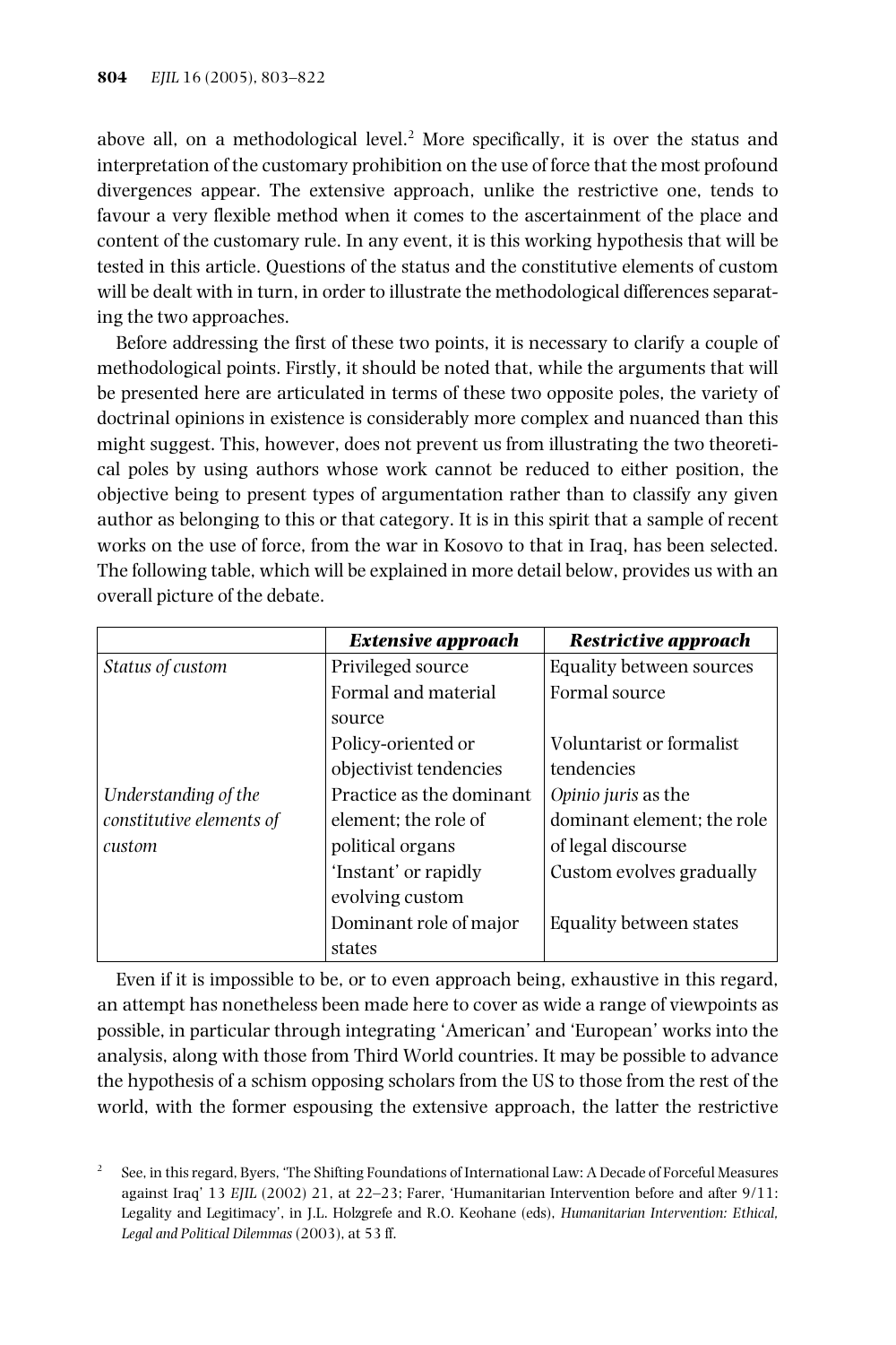above all, on a methodological level.[2] More specifically, it is over the status and interpretation of the customary prohibition on the use of force that the most profound divergences appear. The extensive approach, unlike the restrictive one, tends to favour a very flexible method when it comes to the ascertainment of the place and content of the customary rule. In any event, it is this working hypothesis that will be tested in this article. Questions of the status and the constitutive elements of custom will be dealt with in turn, in order to illustrate the methodological differences separating the two approaches.

Before addressing the first of these two points, it is necessary to clarify a couple of methodological points. Firstly, it should be noted that, while the arguments that will be presented here are articulated in terms of these two opposite poles, the variety of doctrinal opinions in existence is considerably more complex and nuanced than this might suggest. This, however, does not prevent us from illustrating the two theoretical poles by using authors whose work cannot be reduced to either position, the objective being to present types of argumentation rather than to classify any given author as belonging to this or that category. It is in this spirit that a sample of recent works on the use of force, from the war in Kosovo to that in Iraq, has been selected. The following table, which will be explained in more detail below, provides us with an overall picture of the debate.

| | ***Extensive approach*** | ***Restrictive approach*** |
|---|---|---|
| *Status of custom* | Privileged source | Equality between sources |
| | Formal and material source | Formal source |
| | Policy-oriented or objectivist tendencies | Voluntarist or formalist tendencies |
| *Understanding of the constitutive elements of custom* | Practice as the dominant element; the role of political organs | *Opinio juris* as the dominant element; the role of legal discourse |
| | 'Instant' or rapidly evolving custom | Custom evolves gradually |
| | Dominant role of major states | Equality between states |

Even if it is impossible to be, or to even approach being, exhaustive in this regard, an attempt has nonetheless been made here to cover as wide a range of viewpoints as possible, in particular through integrating 'American' and 'European' works into the analysis, along with those from Third World countries. It may be possible to advance the hypothesis of a schism opposing scholars from the US to those from the rest of the world, with the former espousing the extensive approach, the latter the restrictive

[2] See, in this regard, Byers, 'The Shifting Foundations of International Law: A Decade of Forceful Measures against Iraq' 13 *EJIL* (2002) 21, at 22–23; Farer, 'Humanitarian Intervention before and after 9/11: Legality and Legitimacy', in J.L. Holzgrefe and R.O. Keohane (eds), *Humanitarian Intervention: Ethical, Legal and Political Dilemmas* (2003), at 53 ff.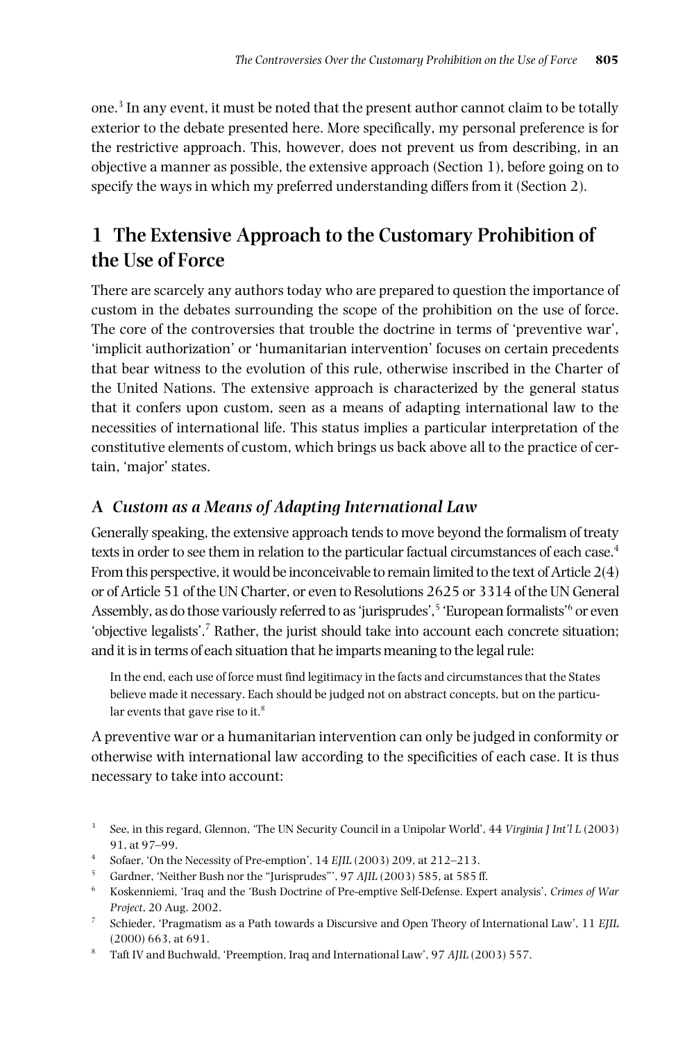one.[3] In any event, it must be noted that the present author cannot claim to be totally exterior to the debate presented here. More specifically, my personal preference is for the restrictive approach. This, however, does not prevent us from describing, in an objective a manner as possible, the extensive approach (Section 1), before going on to specify the ways in which my preferred understanding differs from it (Section 2).

# 1 The Extensive Approach to the Customary Prohibition of the Use of Force

There are scarcely any authors today who are prepared to question the importance of custom in the debates surrounding the scope of the prohibition on the use of force. The core of the controversies that trouble the doctrine in terms of 'preventive war', 'implicit authorization' or 'humanitarian intervention' focuses on certain precedents that bear witness to the evolution of this rule, otherwise inscribed in the Charter of the United Nations. The extensive approach is characterized by the general status that it confers upon custom, seen as a means of adapting international law to the necessities of international life. This status implies a particular interpretation of the constitutive elements of custom, which brings us back above all to the practice of certain, 'major' states.

## A *Custom as a Means of Adapting International Law*

Generally speaking, the extensive approach tends to move beyond the formalism of treaty texts in order to see them in relation to the particular factual circumstances of each case.[4] From this perspective, it would be inconceivable to remain limited to the text of Article 2(4) or of Article 51 of the UN Charter, or even to Resolutions 2625 or 3314 of the UN General Assembly, as do those variously referred to as 'jurisprudes',[5] 'European formalists'[6] or even 'objective legalists'.[7] Rather, the jurist should take into account each concrete situation; and it is in terms of each situation that he imparts meaning to the legal rule:

> In the end, each use of force must find legitimacy in the facts and circumstances that the States believe made it necessary. Each should be judged not on abstract concepts, but on the particular events that gave rise to it.[8]

A preventive war or a humanitarian intervention can only be judged in conformity or otherwise with international law according to the specificities of each case. It is thus necessary to take into account:

---

[3] See, in this regard, Glennon, 'The UN Security Council in a Unipolar World', 44 *Virginia J Int'l L* (2003) 91, at 97–99.

[4] Sofaer, 'On the Necessity of Pre-emption', 14 *EJIL* (2003) 209, at 212–213.

[5] Gardner, 'Neither Bush nor the "Jurisprudes"', 97 *AJIL* (2003) 585, at 585 ff.

[6] Koskenniemi, 'Iraq and the 'Bush Doctrine of Pre-emptive Self-Defense. Expert analysis', *Crimes of War Project*, 20 Aug. 2002.

[7] Schieder, 'Pragmatism as a Path towards a Discursive and Open Theory of International Law', 11 *EJIL* (2000) 663, at 691.

[8] Taft IV and Buchwald, 'Preemption, Iraq and International Law', 97 *AJIL* (2003) 557.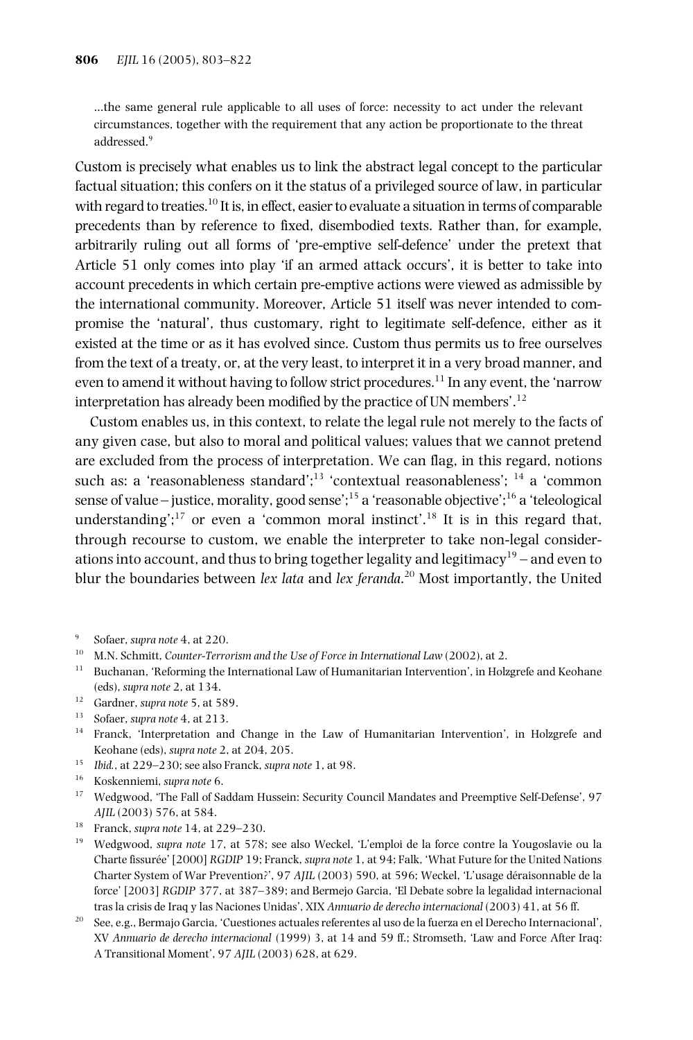> ...the same general rule applicable to all uses of force: necessity to act under the relevant circumstances, together with the requirement that any action be proportionate to the threat addressed.[9]

Custom is precisely what enables us to link the abstract legal concept to the particular factual situation; this confers on it the status of a privileged source of law, in particular with regard to treaties.[10] It is, in effect, easier to evaluate a situation in terms of comparable precedents than by reference to fixed, disembodied texts. Rather than, for example, arbitrarily ruling out all forms of 'pre-emptive self-defence' under the pretext that Article 51 only comes into play 'if an armed attack occurs', it is better to take into account precedents in which certain pre-emptive actions were viewed as admissible by the international community. Moreover, Article 51 itself was never intended to compromise the 'natural', thus customary, right to legitimate self-defence, either as it existed at the time or as it has evolved since. Custom thus permits us to free ourselves from the text of a treaty, or, at the very least, to interpret it in a very broad manner, and even to amend it without having to follow strict procedures.[11] In any event, the 'narrow interpretation has already been modified by the practice of UN members'.[12]

Custom enables us, in this context, to relate the legal rule not merely to the facts of any given case, but also to moral and political values; values that we cannot pretend are excluded from the process of interpretation. We can flag, in this regard, notions such as: a 'reasonableness standard';[13] 'contextual reasonableness'; [14] a 'common sense of value – justice, morality, good sense';[15] a 'reasonable objective';[16] a 'teleological understanding';[17] or even a 'common moral instinct'.[18] It is in this regard that, through recourse to custom, we enable the interpreter to take non-legal considerations into account, and thus to bring together legality and legitimacy[19] – and even to blur the boundaries between *lex lata* and *lex feranda*.[20] Most importantly, the United

---

[9] Sofaer, *supra note* 4, at 220.

[10] M.N. Schmitt, *Counter-Terrorism and the Use of Force in International Law* (2002), at 2.

[11] Buchanan, 'Reforming the International Law of Humanitarian Intervention', in Holzgrefe and Keohane (eds), *supra note* 2, at 134.

[12] Gardner, *supra note* 5, at 589.

[13] Sofaer, *supra note* 4, at 213.

[14] Franck, 'Interpretation and Change in the Law of Humanitarian Intervention', in Holzgrefe and Keohane (eds), *supra note* 2, at 204, 205.

[15] *Ibid.*, at 229–230; see also Franck, *supra note* 1, at 98.

[16] Koskenniemi, *supra note* 6.

[17] Wedgwood, 'The Fall of Saddam Hussein: Security Council Mandates and Preemptive Self-Defense', 97 *AJIL* (2003) 576, at 584.

[18] Franck, *supra note* 14, at 229–230.

[19] Wedgwood, *supra note* 17, at 578; see also Weckel, 'L'emploi de la force contre la Yougoslavie ou la Charte fissurée' [2000] *RGDIP* 19; Franck, *supra note* 1, at 94; Falk, 'What Future for the United Nations Charter System of War Prevention?', 97 *AJIL* (2003) 590, at 596; Weckel, 'L'usage déraisonnable de la force' [2003] *RGDIP* 377, at 387–389; and Bermejo Garcia, 'El Debate sobre la legalidad internacional tras la crisis de Iraq y las Naciones Unidas', XIX *Annuario de derecho internacional* (2003) 41, at 56 ff.

[20] See, e.g., Bermajo Garcia, 'Cuestiones actuales referentes al uso de la fuerza en el Derecho Internacional', XV *Annuario de derecho internacional* (1999) 3, at 14 and 59 ff.; Stromseth, 'Law and Force After Iraq: A Transitional Moment', 97 *AJIL* (2003) 628, at 629.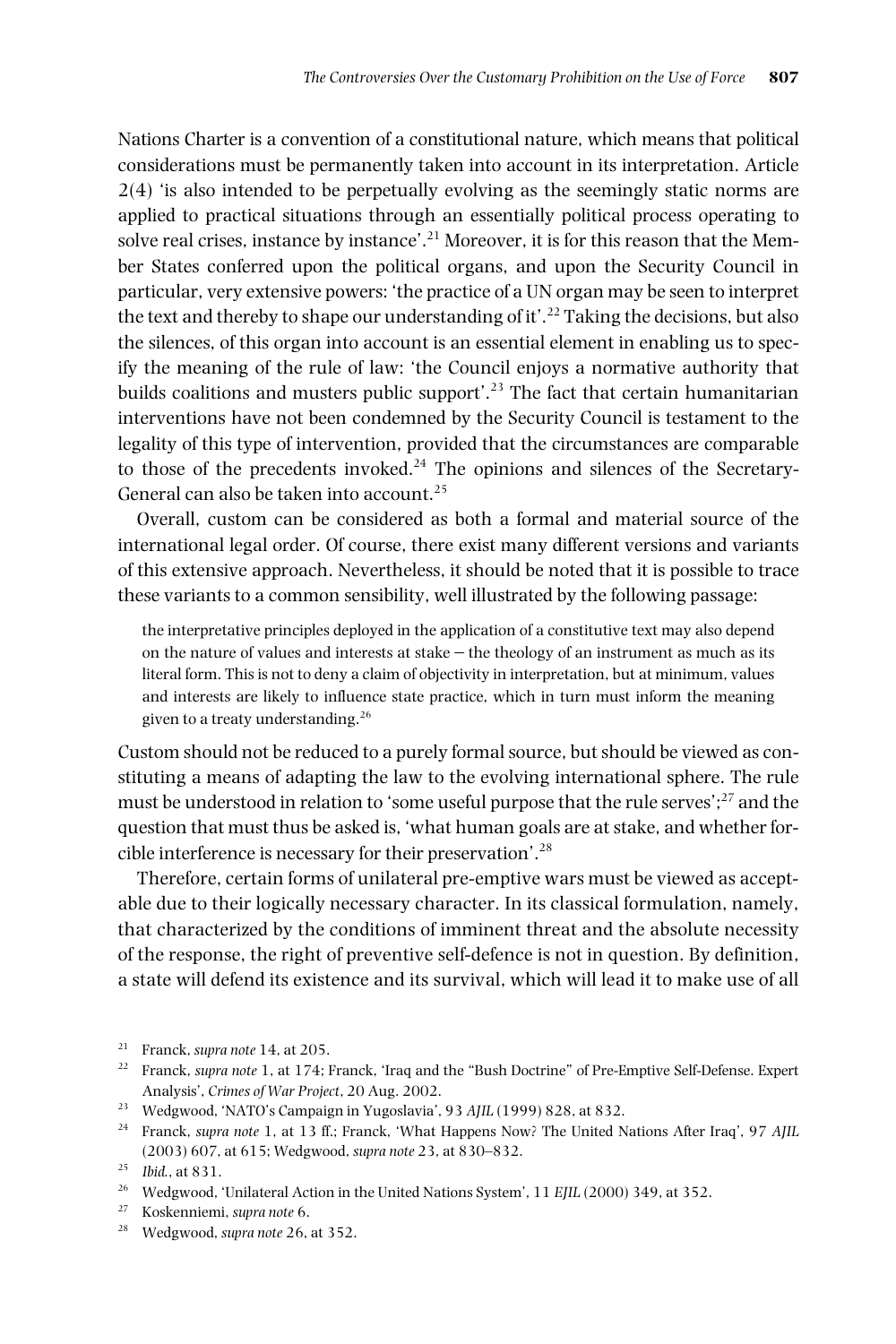Nations Charter is a convention of a constitutional nature, which means that political considerations must be permanently taken into account in its interpretation. Article 2(4) 'is also intended to be perpetually evolving as the seemingly static norms are applied to practical situations through an essentially political process operating to solve real crises, instance by instance'.[21] Moreover, it is for this reason that the Member States conferred upon the political organs, and upon the Security Council in particular, very extensive powers: 'the practice of a UN organ may be seen to interpret the text and thereby to shape our understanding of it'.[22] Taking the decisions, but also the silences, of this organ into account is an essential element in enabling us to specify the meaning of the rule of law: 'the Council enjoys a normative authority that builds coalitions and musters public support'.[23] The fact that certain humanitarian interventions have not been condemned by the Security Council is testament to the legality of this type of intervention, provided that the circumstances are comparable to those of the precedents invoked.[24] The opinions and silences of the Secretary-General can also be taken into account.[25]

Overall, custom can be considered as both a formal and material source of the international legal order. Of course, there exist many different versions and variants of this extensive approach. Nevertheless, it should be noted that it is possible to trace these variants to a common sensibility, well illustrated by the following passage:

> the interpretative principles deployed in the application of a constitutive text may also depend on the nature of values and interests at stake – the theology of an instrument as much as its literal form. This is not to deny a claim of objectivity in interpretation, but at minimum, values and interests are likely to influence state practice, which in turn must inform the meaning given to a treaty understanding.[26]

Custom should not be reduced to a purely formal source, but should be viewed as constituting a means of adapting the law to the evolving international sphere. The rule must be understood in relation to 'some useful purpose that the rule serves';[27] and the question that must thus be asked is, 'what human goals are at stake, and whether forcible interference is necessary for their preservation'.[28]

Therefore, certain forms of unilateral pre-emptive wars must be viewed as acceptable due to their logically necessary character. In its classical formulation, namely, that characterized by the conditions of imminent threat and the absolute necessity of the response, the right of preventive self-defence is not in question. By definition, a state will defend its existence and its survival, which will lead it to make use of all

---

[21] Franck, *supra note* 14, at 205.

[22] Franck, *supra note* 1, at 174; Franck, 'Iraq and the "Bush Doctrine" of Pre-Emptive Self-Defense. Expert Analysis', *Crimes of War Project*, 20 Aug. 2002.

[23] Wedgwood, 'NATO's Campaign in Yugoslavia', 93 *AJIL* (1999) 828, at 832.

[24] Franck, *supra note* 1, at 13 ff.; Franck, 'What Happens Now? The United Nations After Iraq', 97 *AJIL* (2003) 607, at 615; Wedgwood, *supra note* 23, at 830–832.

[25] *Ibid.*, at 831.

[26] Wedgwood, 'Unilateral Action in the United Nations System', 11 *EJIL* (2000) 349, at 352.

[27] Koskenniemi, *supra note* 6.

[28] Wedgwood, *supra note* 26, at 352.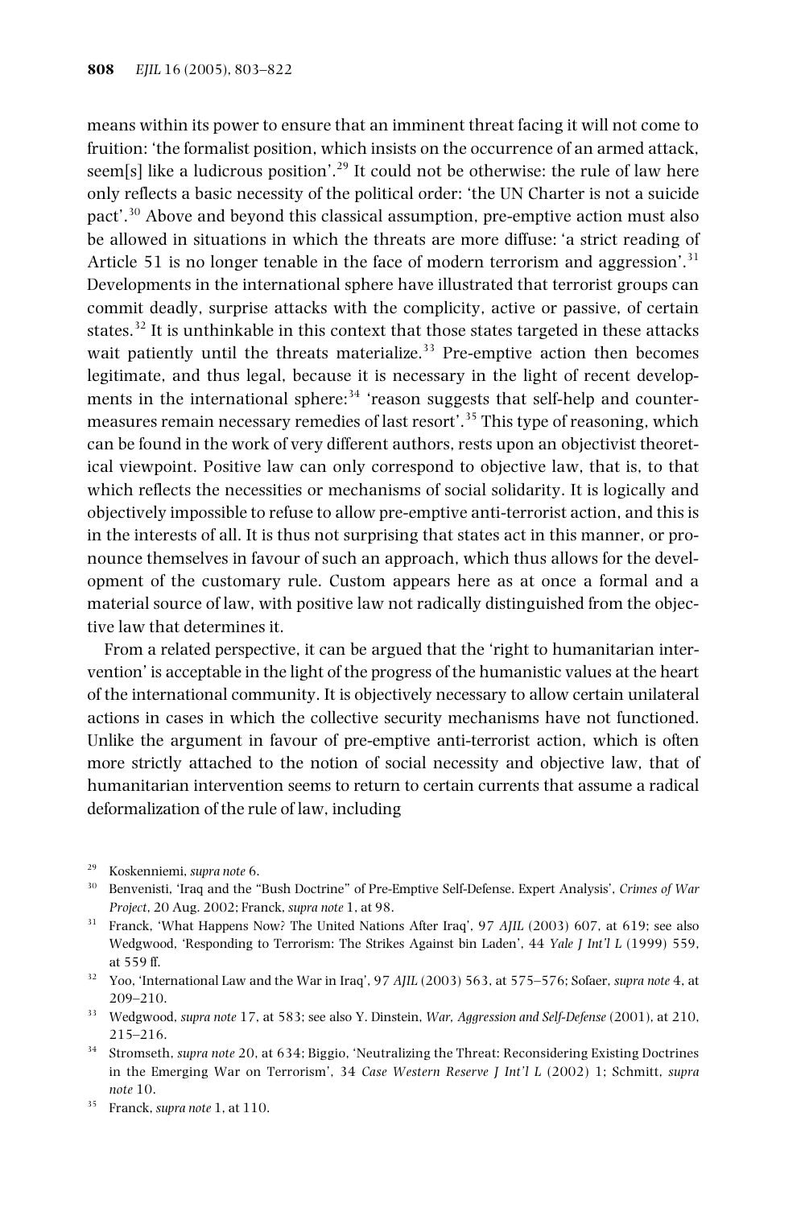means within its power to ensure that an imminent threat facing it will not come to fruition: 'the formalist position, which insists on the occurrence of an armed attack, seem[s] like a ludicrous position'.[29] It could not be otherwise: the rule of law here only reflects a basic necessity of the political order: 'the UN Charter is not a suicide pact'.[30] Above and beyond this classical assumption, pre-emptive action must also be allowed in situations in which the threats are more diffuse: 'a strict reading of Article 51 is no longer tenable in the face of modern terrorism and aggression'.[31] Developments in the international sphere have illustrated that terrorist groups can commit deadly, surprise attacks with the complicity, active or passive, of certain states.[32] It is unthinkable in this context that those states targeted in these attacks wait patiently until the threats materialize.[33] Pre-emptive action then becomes legitimate, and thus legal, because it is necessary in the light of recent developments in the international sphere:[34] 'reason suggests that self-help and countermeasures remain necessary remedies of last resort'.[35] This type of reasoning, which can be found in the work of very different authors, rests upon an objectivist theoretical viewpoint. Positive law can only correspond to objective law, that is, to that which reflects the necessities or mechanisms of social solidarity. It is logically and objectively impossible to refuse to allow pre-emptive anti-terrorist action, and this is in the interests of all. It is thus not surprising that states act in this manner, or pronounce themselves in favour of such an approach, which thus allows for the development of the customary rule. Custom appears here as at once a formal and a material source of law, with positive law not radically distinguished from the objective law that determines it.

From a related perspective, it can be argued that the 'right to humanitarian intervention' is acceptable in the light of the progress of the humanistic values at the heart of the international community. It is objectively necessary to allow certain unilateral actions in cases in which the collective security mechanisms have not functioned. Unlike the argument in favour of pre-emptive anti-terrorist action, which is often more strictly attached to the notion of social necessity and objective law, that of humanitarian intervention seems to return to certain currents that assume a radical deformalization of the rule of law, including

---

[29] Koskenniemi, *supra note* 6.

[30] Benvenisti, 'Iraq and the "Bush Doctrine" of Pre-Emptive Self-Defense. Expert Analysis', *Crimes of War Project*, 20 Aug. 2002; Franck, *supra note* 1, at 98.

[31] Franck, 'What Happens Now? The United Nations After Iraq', 97 *AJIL* (2003) 607, at 619; see also Wedgwood, 'Responding to Terrorism: The Strikes Against bin Laden', 44 *Yale J Int'l L* (1999) 559, at 559 ff.

[32] Yoo, 'International Law and the War in Iraq', 97 *AJIL* (2003) 563, at 575–576; Sofaer, *supra note* 4, at 209–210.

[33] Wedgwood, *supra note* 17, at 583; see also Y. Dinstein, *War, Aggression and Self-Defense* (2001), at 210, 215–216.

[34] Stromseth, *supra note* 20, at 634; Biggio, 'Neutralizing the Threat: Reconsidering Existing Doctrines in the Emerging War on Terrorism', 34 *Case Western Reserve J Int'l L* (2002) 1; Schmitt, *supra note* 10.

[35] Franck, *supra note* 1, at 110.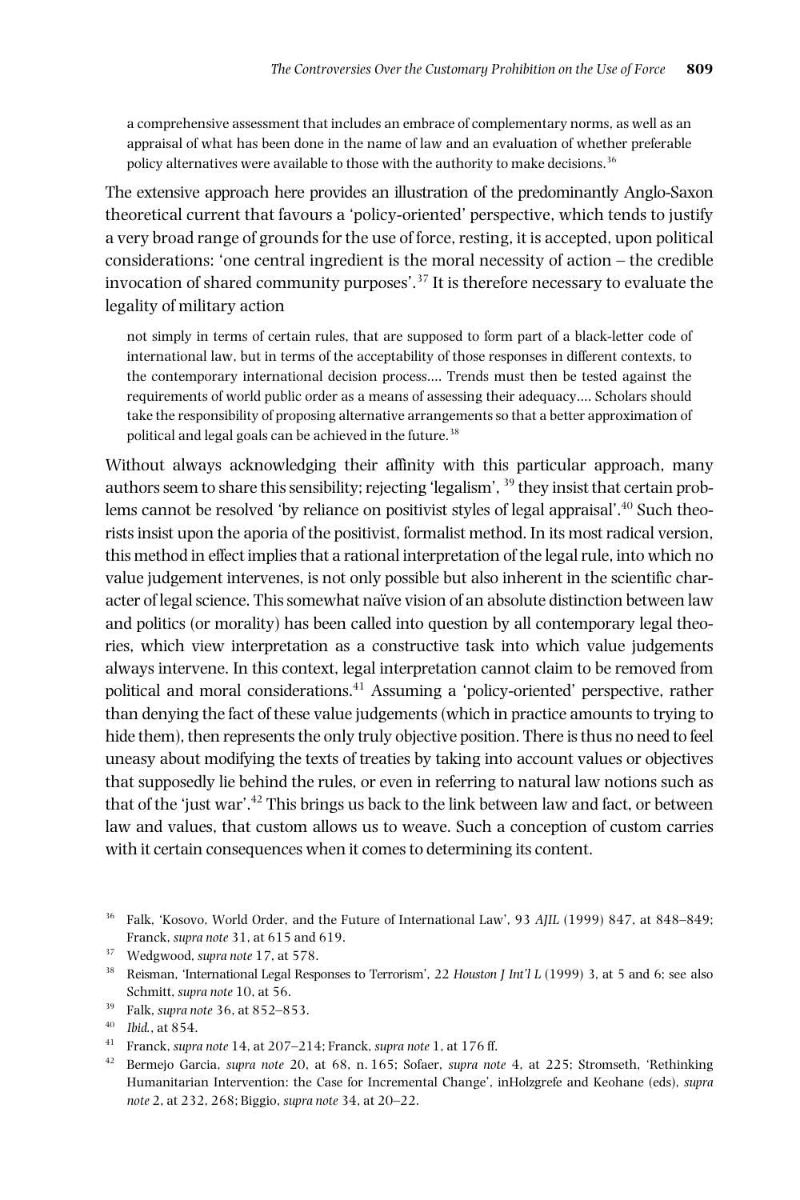> a comprehensive assessment that includes an embrace of complementary norms, as well as an appraisal of what has been done in the name of law and an evaluation of whether preferable policy alternatives were available to those with the authority to make decisions.[36]

The extensive approach here provides an illustration of the predominantly Anglo-Saxon theoretical current that favours a 'policy-oriented' perspective, which tends to justify a very broad range of grounds for the use of force, resting, it is accepted, upon political considerations: 'one central ingredient is the moral necessity of action – the credible invocation of shared community purposes'.[37] It is therefore necessary to evaluate the legality of military action

> not simply in terms of certain rules, that are supposed to form part of a black-letter code of international law, but in terms of the acceptability of those responses in different contexts, to the contemporary international decision process.... Trends must then be tested against the requirements of world public order as a means of assessing their adequacy.... Scholars should take the responsibility of proposing alternative arrangements so that a better approximation of political and legal goals can be achieved in the future.[38]

Without always acknowledging their affinity with this particular approach, many authors seem to share this sensibility; rejecting 'legalism', [39] they insist that certain problems cannot be resolved 'by reliance on positivist styles of legal appraisal'.[40] Such theorists insist upon the aporia of the positivist, formalist method. In its most radical version, this method in effect implies that a rational interpretation of the legal rule, into which no value judgement intervenes, is not only possible but also inherent in the scientific character of legal science. This somewhat naïve vision of an absolute distinction between law and politics (or morality) has been called into question by all contemporary legal theories, which view interpretation as a constructive task into which value judgements always intervene. In this context, legal interpretation cannot claim to be removed from political and moral considerations.[41] Assuming a 'policy-oriented' perspective, rather than denying the fact of these value judgements (which in practice amounts to trying to hide them), then represents the only truly objective position. There is thus no need to feel uneasy about modifying the texts of treaties by taking into account values or objectives that supposedly lie behind the rules, or even in referring to natural law notions such as that of the 'just war'.[42] This brings us back to the link between law and fact, or between law and values, that custom allows us to weave. Such a conception of custom carries with it certain consequences when it comes to determining its content.

---

[36] Falk, 'Kosovo, World Order, and the Future of International Law', 93 *AJIL* (1999) 847, at 848–849; Franck, *supra note* 31, at 615 and 619.

[37] Wedgwood, *supra note* 17, at 578.

[38] Reisman, 'International Legal Responses to Terrorism', 22 *Houston J Int'l L* (1999) 3, at 5 and 6; see also Schmitt, *supra note* 10, at 56.

[39] Falk, *supra note* 36, at 852–853.

[40] *Ibid.*, at 854.

[41] Franck, *supra note* 14, at 207–214; Franck, *supra note* 1, at 176 ff.

[42] Bermejo Garcia, *supra note* 20, at 68, n. 165; Sofaer, *supra note* 4, at 225; Stromseth, 'Rethinking Humanitarian Intervention: the Case for Incremental Change', inHolzgrefe and Keohane (eds), *supra note* 2, at 232, 268; Biggio, *supra note* 34, at 20–22.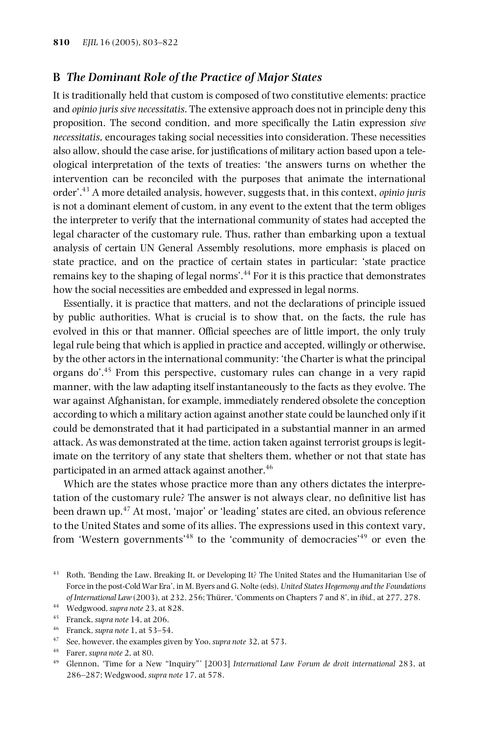## B *The Dominant Role of the Practice of Major States*

It is traditionally held that custom is composed of two constitutive elements: practice and *opinio juris sive necessitatis*. The extensive approach does not in principle deny this proposition. The second condition, and more specifically the Latin expression *sive necessitatis*, encourages taking social necessities into consideration. These necessities also allow, should the case arise, for justifications of military action based upon a teleological interpretation of the texts of treaties: 'the answers turns on whether the intervention can be reconciled with the purposes that animate the international order'.[43] A more detailed analysis, however, suggests that, in this context, *opinio juris* is not a dominant element of custom, in any event to the extent that the term obliges the interpreter to verify that the international community of states had accepted the legal character of the customary rule. Thus, rather than embarking upon a textual analysis of certain UN General Assembly resolutions, more emphasis is placed on state practice, and on the practice of certain states in particular: 'state practice remains key to the shaping of legal norms'.[44] For it is this practice that demonstrates how the social necessities are embedded and expressed in legal norms.

Essentially, it is practice that matters, and not the declarations of principle issued by public authorities. What is crucial is to show that, on the facts, the rule has evolved in this or that manner. Official speeches are of little import, the only truly legal rule being that which is applied in practice and accepted, willingly or otherwise, by the other actors in the international community: 'the Charter is what the principal organs do'.[45] From this perspective, customary rules can change in a very rapid manner, with the law adapting itself instantaneously to the facts as they evolve. The war against Afghanistan, for example, immediately rendered obsolete the conception according to which a military action against another state could be launched only if it could be demonstrated that it had participated in a substantial manner in an armed attack. As was demonstrated at the time, action taken against terrorist groups is legitimate on the territory of any state that shelters them, whether or not that state has participated in an armed attack against another.[46]

Which are the states whose practice more than any others dictates the interpretation of the customary rule? The answer is not always clear, no definitive list has been drawn up.[47] At most, 'major' or 'leading' states are cited, an obvious reference to the United States and some of its allies. The expressions used in this context vary, from 'Western governments'[48] to the 'community of democracies'[49] or even the

---

[43] Roth, 'Bending the Law, Breaking It, or Developing It? The United States and the Humanitarian Use of Force in the post-Cold War Era', in M. Byers and G. Nolte (eds), *United States Hegemony and the Foundations of International Law* (2003), at 232, 256; Thürer, 'Comments on Chapters 7 and 8', in *ibid.*, at 277, 278.

[44] Wedgwood, *supra note* 23, at 828.

[45] Franck, *supra note* 14, at 206.

[46] Franck, *supra note* 1, at 53–54.

[47] See, however, the examples given by Yoo, *supra note* 32, at 573.

[48] Farer, *supra note* 2, at 80.

[49] Glennon, 'Time for a New "Inquiry"' [2003] *International Law Forum de droit international* 283, at 286–287; Wedgwood, *supra note* 17, at 578.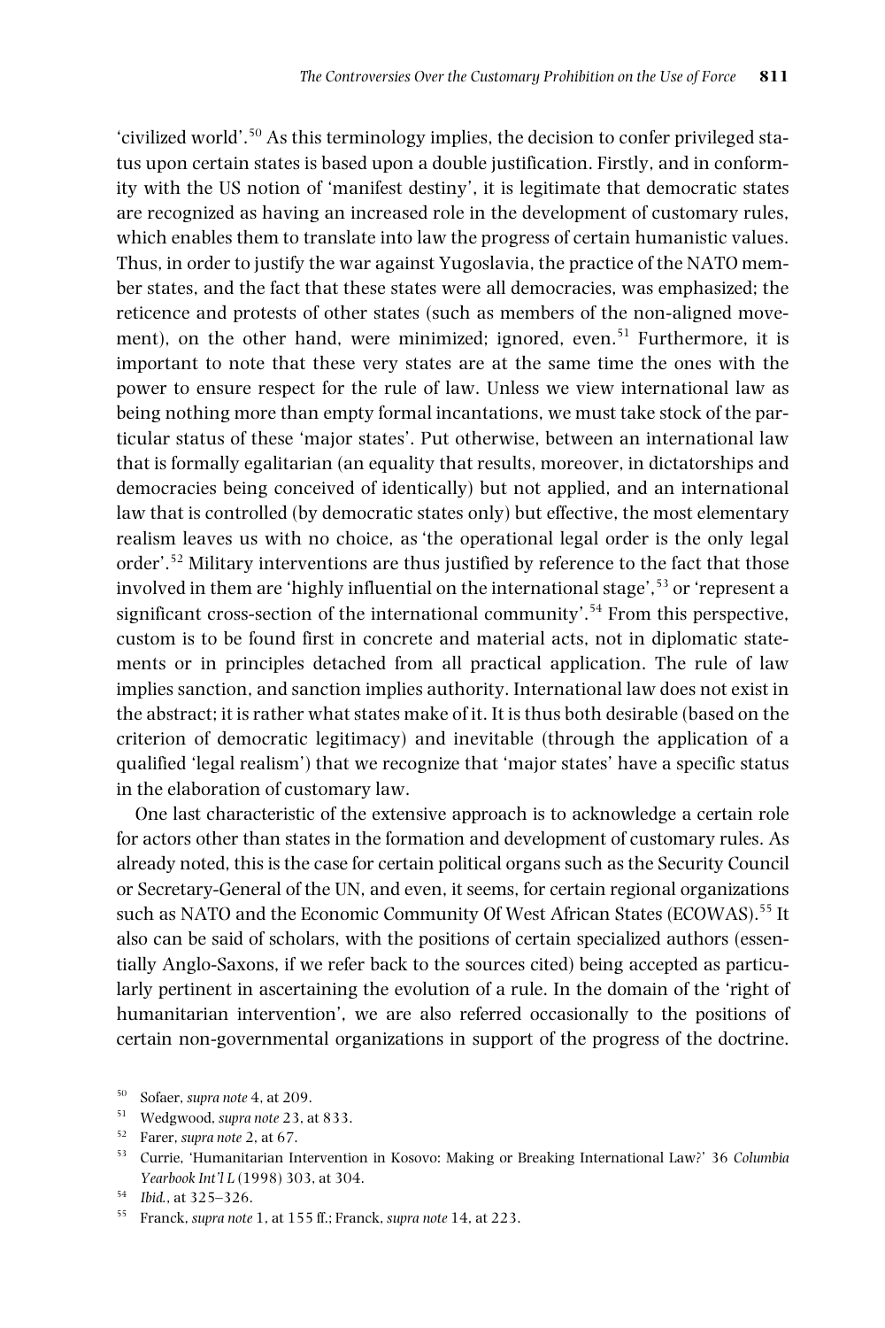'civilized world'.[50] As this terminology implies, the decision to confer privileged status upon certain states is based upon a double justification. Firstly, and in conformity with the US notion of 'manifest destiny', it is legitimate that democratic states are recognized as having an increased role in the development of customary rules, which enables them to translate into law the progress of certain humanistic values. Thus, in order to justify the war against Yugoslavia, the practice of the NATO member states, and the fact that these states were all democracies, was emphasized; the reticence and protests of other states (such as members of the non-aligned movement), on the other hand, were minimized; ignored, even.[51] Furthermore, it is important to note that these very states are at the same time the ones with the power to ensure respect for the rule of law. Unless we view international law as being nothing more than empty formal incantations, we must take stock of the particular status of these 'major states'. Put otherwise, between an international law that is formally egalitarian (an equality that results, moreover, in dictatorships and democracies being conceived of identically) but not applied, and an international law that is controlled (by democratic states only) but effective, the most elementary realism leaves us with no choice, as 'the operational legal order is the only legal order'.[52] Military interventions are thus justified by reference to the fact that those involved in them are 'highly influential on the international stage',[53] or 'represent a significant cross-section of the international community'.[54] From this perspective, custom is to be found first in concrete and material acts, not in diplomatic statements or in principles detached from all practical application. The rule of law implies sanction, and sanction implies authority. International law does not exist in the abstract; it is rather what states make of it. It is thus both desirable (based on the criterion of democratic legitimacy) and inevitable (through the application of a qualified 'legal realism') that we recognize that 'major states' have a specific status in the elaboration of customary law.

One last characteristic of the extensive approach is to acknowledge a certain role for actors other than states in the formation and development of customary rules. As already noted, this is the case for certain political organs such as the Security Council or Secretary-General of the UN, and even, it seems, for certain regional organizations such as NATO and the Economic Community Of West African States (ECOWAS).[55] It also can be said of scholars, with the positions of certain specialized authors (essentially Anglo-Saxons, if we refer back to the sources cited) being accepted as particularly pertinent in ascertaining the evolution of a rule. In the domain of the 'right of humanitarian intervention', we are also referred occasionally to the positions of certain non-governmental organizations in support of the progress of the doctrine.

[50] Sofaer, *supra note* 4, at 209.

[51] Wedgwood, *supra note* 23, at 833.

[52] Farer, *supra note* 2, at 67.

[53] Currie, 'Humanitarian Intervention in Kosovo: Making or Breaking International Law?' 36 *Columbia Yearbook Int'l L* (1998) 303, at 304.

[54] *Ibid.*, at 325–326.

[55] Franck, *supra note* 1, at 155 ff.; Franck, *supra note* 14, at 223.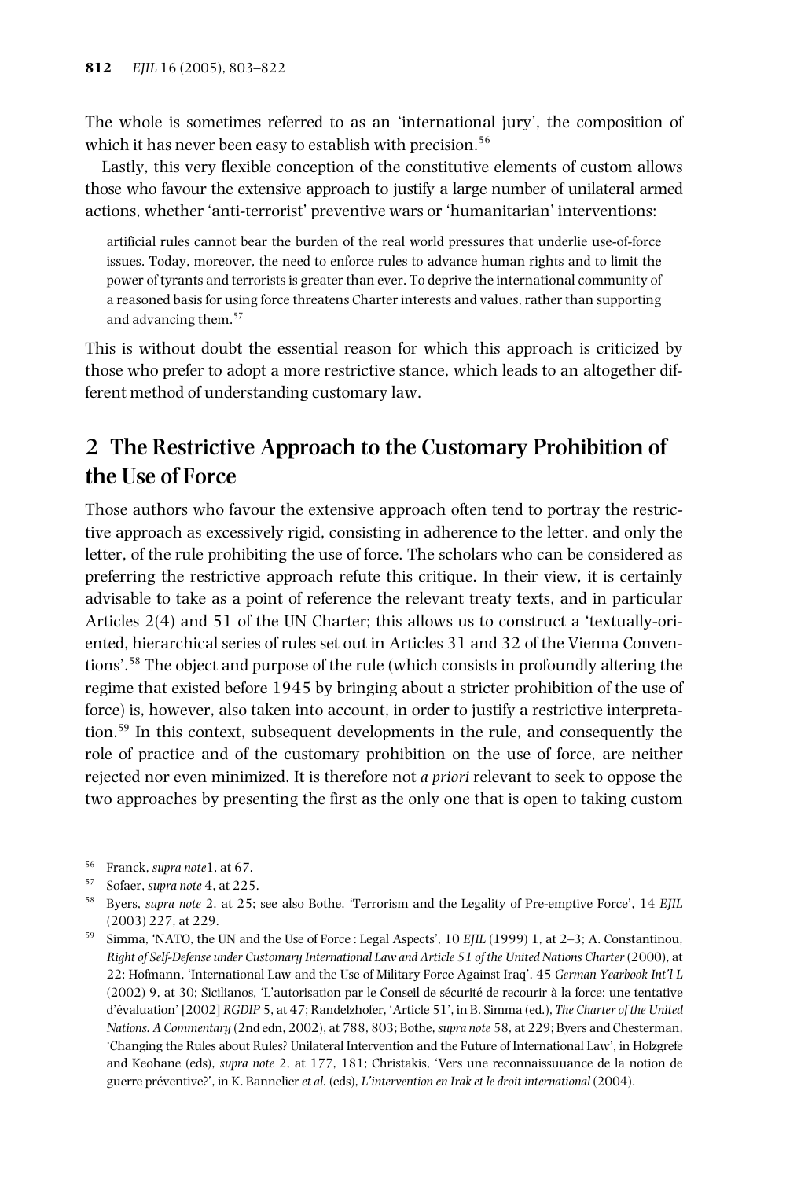The whole is sometimes referred to as an 'international jury', the composition of which it has never been easy to establish with precision.[56]

Lastly, this very flexible conception of the constitutive elements of custom allows those who favour the extensive approach to justify a large number of unilateral armed actions, whether 'anti-terrorist' preventive wars or 'humanitarian' interventions:

> artificial rules cannot bear the burden of the real world pressures that underlie use-of-force issues. Today, moreover, the need to enforce rules to advance human rights and to limit the power of tyrants and terrorists is greater than ever. To deprive the international community of a reasoned basis for using force threatens Charter interests and values, rather than supporting and advancing them.[57]

This is without doubt the essential reason for which this approach is criticized by those who prefer to adopt a more restrictive stance, which leads to an altogether different method of understanding customary law.

## 2 The Restrictive Approach to the Customary Prohibition of the Use of Force

Those authors who favour the extensive approach often tend to portray the restrictive approach as excessively rigid, consisting in adherence to the letter, and only the letter, of the rule prohibiting the use of force. The scholars who can be considered as preferring the restrictive approach refute this critique. In their view, it is certainly advisable to take as a point of reference the relevant treaty texts, and in particular Articles 2(4) and 51 of the UN Charter; this allows us to construct a 'textually-oriented, hierarchical series of rules set out in Articles 31 and 32 of the Vienna Conventions'.[58] The object and purpose of the rule (which consists in profoundly altering the regime that existed before 1945 by bringing about a stricter prohibition of the use of force) is, however, also taken into account, in order to justify a restrictive interpretation.[59] In this context, subsequent developments in the rule, and consequently the role of practice and of the customary prohibition on the use of force, are neither rejected nor even minimized. It is therefore not *a priori* relevant to seek to oppose the two approaches by presenting the first as the only one that is open to taking custom

[56] Franck, *supra note*1, at 67.

[57] Sofaer, *supra note* 4, at 225.

[58] Byers, *supra note* 2, at 25; see also Bothe, 'Terrorism and the Legality of Pre-emptive Force', 14 *EJIL* (2003) 227, at 229.

[59] Simma, 'NATO, the UN and the Use of Force : Legal Aspects', 10 *EJIL* (1999) 1, at 2–3; A. Constantinou, *Right of Self-Defense under Customary International Law and Article 51 of the United Nations Charter* (2000), at 22; Hofmann, 'International Law and the Use of Military Force Against Iraq', 45 *German Yearbook Int'l L* (2002) 9, at 30; Sicilianos, 'L'autorisation par le Conseil de sécurité de recourir à la force: une tentative d'évaluation' [2002] *RGDIP* 5, at 47; Randelzhofer, 'Article 51', in B. Simma (ed.), *The Charter of the United Nations. A Commentary* (2nd edn, 2002), at 788, 803; Bothe, *supra note* 58, at 229; Byers and Chesterman, 'Changing the Rules about Rules? Unilateral Intervention and the Future of International Law', in Holzgrefe and Keohane (eds), *supra note* 2, at 177, 181; Christakis, 'Vers une reconnaissuuance de la notion de guerre préventive?', in K. Bannelier *et al.* (eds), *L'intervention en Irak et le droit international* (2004).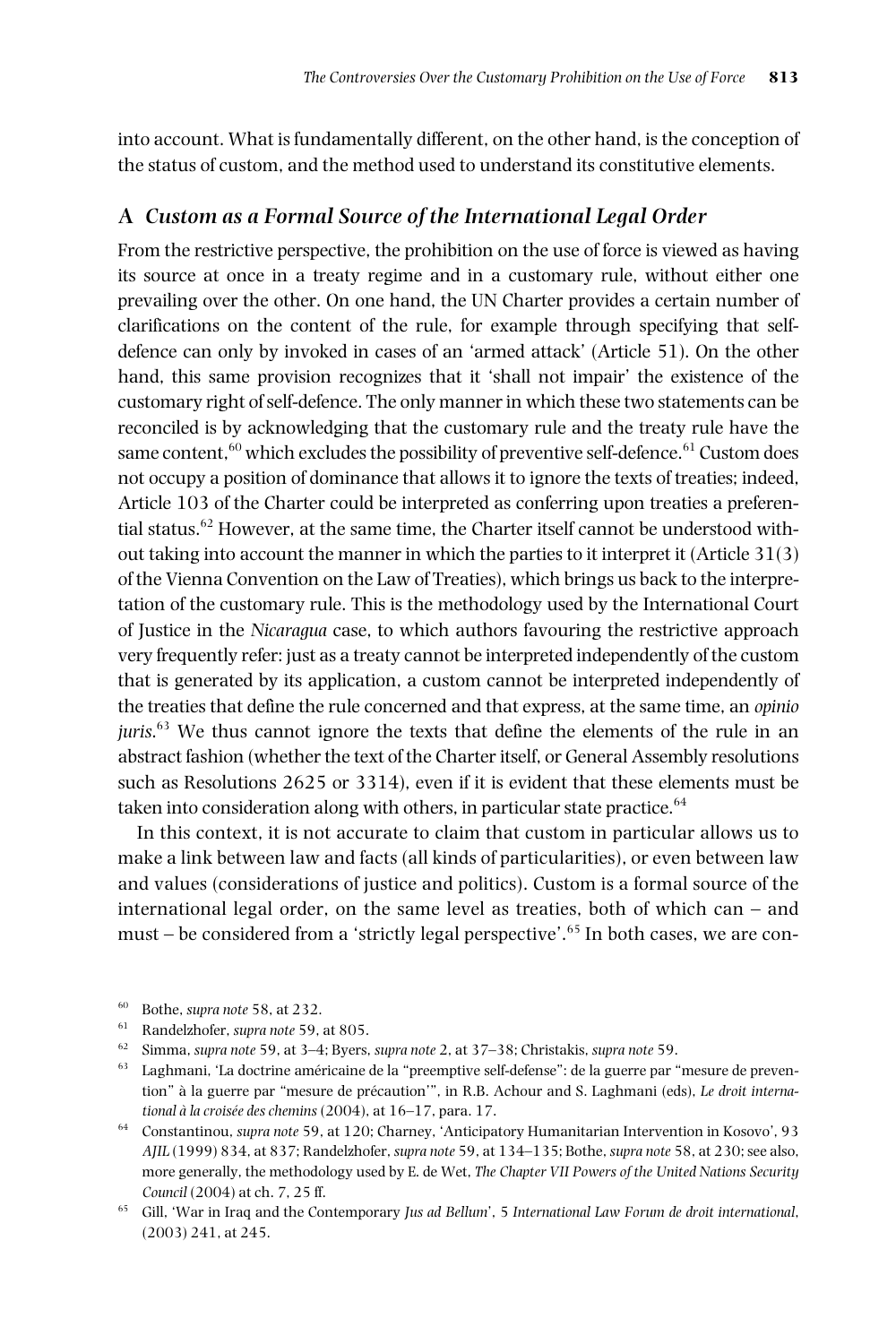into account. What is fundamentally different, on the other hand, is the conception of the status of custom, and the method used to understand its constitutive elements.

## A *Custom as a Formal Source of the International Legal Order*

From the restrictive perspective, the prohibition on the use of force is viewed as having its source at once in a treaty regime and in a customary rule, without either one prevailing over the other. On one hand, the UN Charter provides a certain number of clarifications on the content of the rule, for example through specifying that self-defence can only by invoked in cases of an 'armed attack' (Article 51). On the other hand, this same provision recognizes that it 'shall not impair' the existence of the customary right of self-defence. The only manner in which these two statements can be reconciled is by acknowledging that the customary rule and the treaty rule have the same content,[60] which excludes the possibility of preventive self-defence.[61] Custom does not occupy a position of dominance that allows it to ignore the texts of treaties; indeed, Article 103 of the Charter could be interpreted as conferring upon treaties a preferential status.[62] However, at the same time, the Charter itself cannot be understood without taking into account the manner in which the parties to it interpret it (Article 31(3) of the Vienna Convention on the Law of Treaties), which brings us back to the interpretation of the customary rule. This is the methodology used by the International Court of Justice in the *Nicaragua* case, to which authors favouring the restrictive approach very frequently refer: just as a treaty cannot be interpreted independently of the custom that is generated by its application, a custom cannot be interpreted independently of the treaties that define the rule concerned and that express, at the same time, an *opinio juris*.[63] We thus cannot ignore the texts that define the elements of the rule in an abstract fashion (whether the text of the Charter itself, or General Assembly resolutions such as Resolutions 2625 or 3314), even if it is evident that these elements must be taken into consideration along with others, in particular state practice.[64]

In this context, it is not accurate to claim that custom in particular allows us to make a link between law and facts (all kinds of particularities), or even between law and values (considerations of justice and politics). Custom is a formal source of the international legal order, on the same level as treaties, both of which can – and must – be considered from a 'strictly legal perspective'.[65] In both cases, we are con-

---

[60] Bothe, *supra* note 58, at 232.

[61] Randelzhofer, *supra* note 59, at 805.

[62] Simma, *supra* note 59, at 3–4; Byers, *supra* note 2, at 37–38; Christakis, *supra* note 59.

[63] Laghmani, 'La doctrine américaine de la "preemptive self-defense": de la guerre par "mesure de prevention" à la guerre par "mesure de précaution"', in R.B. Achour and S. Laghmani (eds), *Le droit international à la croisée des chemins* (2004), at 16–17, para. 17.

[64] Constantinou, *supra* note 59, at 120; Charney, 'Anticipatory Humanitarian Intervention in Kosovo', 93 *AJIL* (1999) 834, at 837; Randelzhofer, *supra* note 59, at 134–135; Bothe, *supra* note 58, at 230; see also, more generally, the methodology used by E. de Wet, *The Chapter VII Powers of the United Nations Security Council* (2004) at ch. 7, 25 ff.

[65] Gill, 'War in Iraq and the Contemporary *Jus ad Bellum*', 5 *International Law Forum de droit international*, (2003) 241, at 245.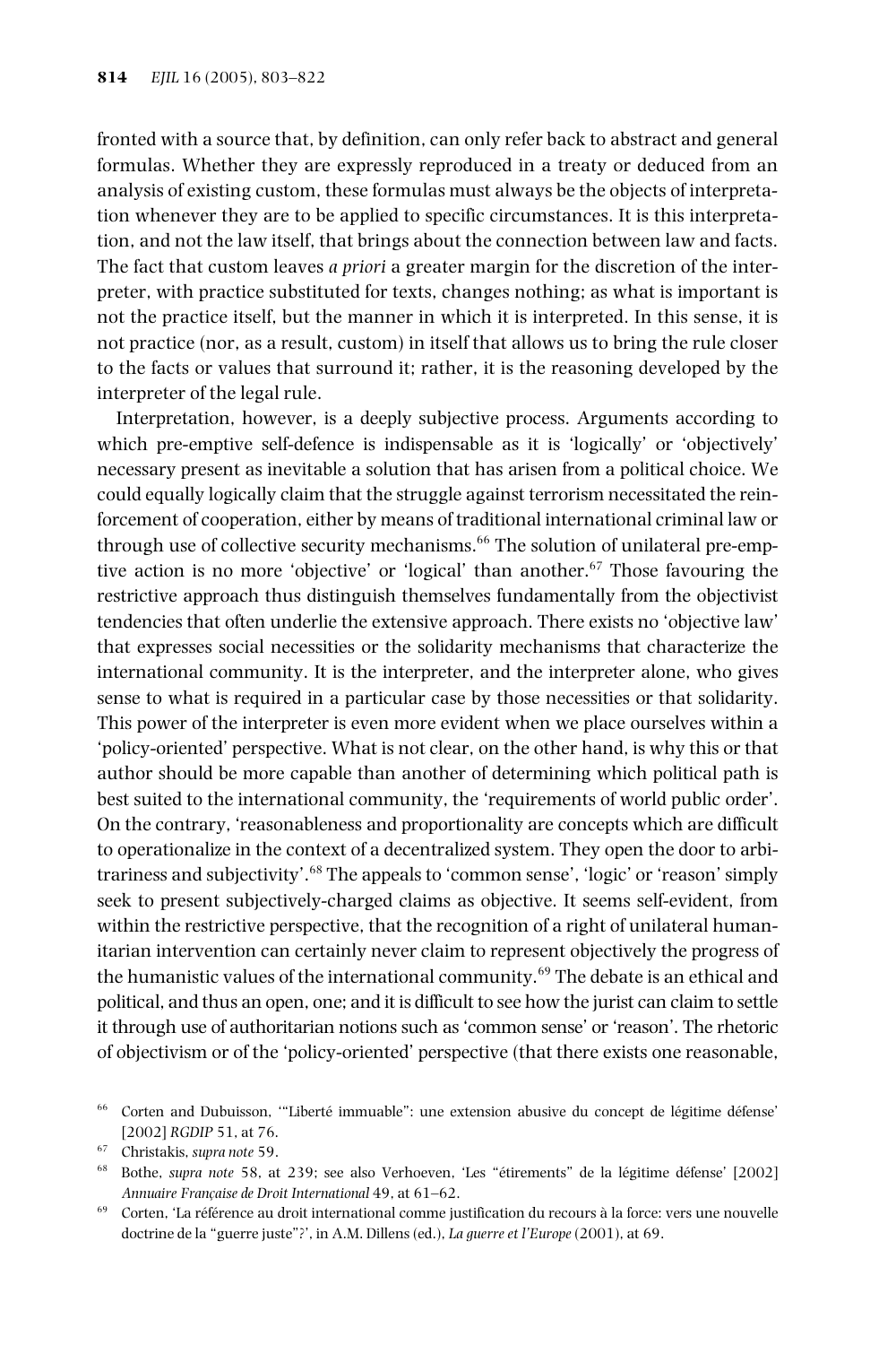fronted with a source that, by definition, can only refer back to abstract and general formulas. Whether they are expressly reproduced in a treaty or deduced from an analysis of existing custom, these formulas must always be the objects of interpretation whenever they are to be applied to specific circumstances. It is this interpretation, and not the law itself, that brings about the connection between law and facts. The fact that custom leaves *a priori* a greater margin for the discretion of the interpreter, with practice substituted for texts, changes nothing; as what is important is not the practice itself, but the manner in which it is interpreted. In this sense, it is not practice (nor, as a result, custom) in itself that allows us to bring the rule closer to the facts or values that surround it; rather, it is the reasoning developed by the interpreter of the legal rule.

Interpretation, however, is a deeply subjective process. Arguments according to which pre-emptive self-defence is indispensable as it is 'logically' or 'objectively' necessary present as inevitable a solution that has arisen from a political choice. We could equally logically claim that the struggle against terrorism necessitated the reinforcement of cooperation, either by means of traditional international criminal law or through use of collective security mechanisms.[66] The solution of unilateral pre-emptive action is no more 'objective' or 'logical' than another.[67] Those favouring the restrictive approach thus distinguish themselves fundamentally from the objectivist tendencies that often underlie the extensive approach. There exists no 'objective law' that expresses social necessities or the solidarity mechanisms that characterize the international community. It is the interpreter, and the interpreter alone, who gives sense to what is required in a particular case by those necessities or that solidarity. This power of the interpreter is even more evident when we place ourselves within a 'policy-oriented' perspective. What is not clear, on the other hand, is why this or that author should be more capable than another of determining which political path is best suited to the international community, the 'requirements of world public order'. On the contrary, 'reasonableness and proportionality are concepts which are difficult to operationalize in the context of a decentralized system. They open the door to arbitrariness and subjectivity'.[68] The appeals to 'common sense', 'logic' or 'reason' simply seek to present subjectively-charged claims as objective. It seems self-evident, from within the restrictive perspective, that the recognition of a right of unilateral humanitarian intervention can certainly never claim to represent objectively the progress of the humanistic values of the international community.[69] The debate is an ethical and political, and thus an open, one; and it is difficult to see how the jurist can claim to settle it through use of authoritarian notions such as 'common sense' or 'reason'. The rhetoric of objectivism or of the 'policy-oriented' perspective (that there exists one reasonable,

[66] Corten and Dubuisson, '"Liberté immuable": une extension abusive du concept de légitime défense' [2002] *RGDIP* 51, at 76.

[67] Christakis, *supra note* 59.

[68] Bothe, *supra note* 58, at 239; see also Verhoeven, 'Les "étirements" de la légitime défense' [2002] *Annuaire Française de Droit International* 49, at 61–62.

[69] Corten, 'La référence au droit international comme justification du recours à la force: vers une nouvelle doctrine de la "guerre juste"?', in A.M. Dillens (ed.), *La guerre et l'Europe* (2001), at 69.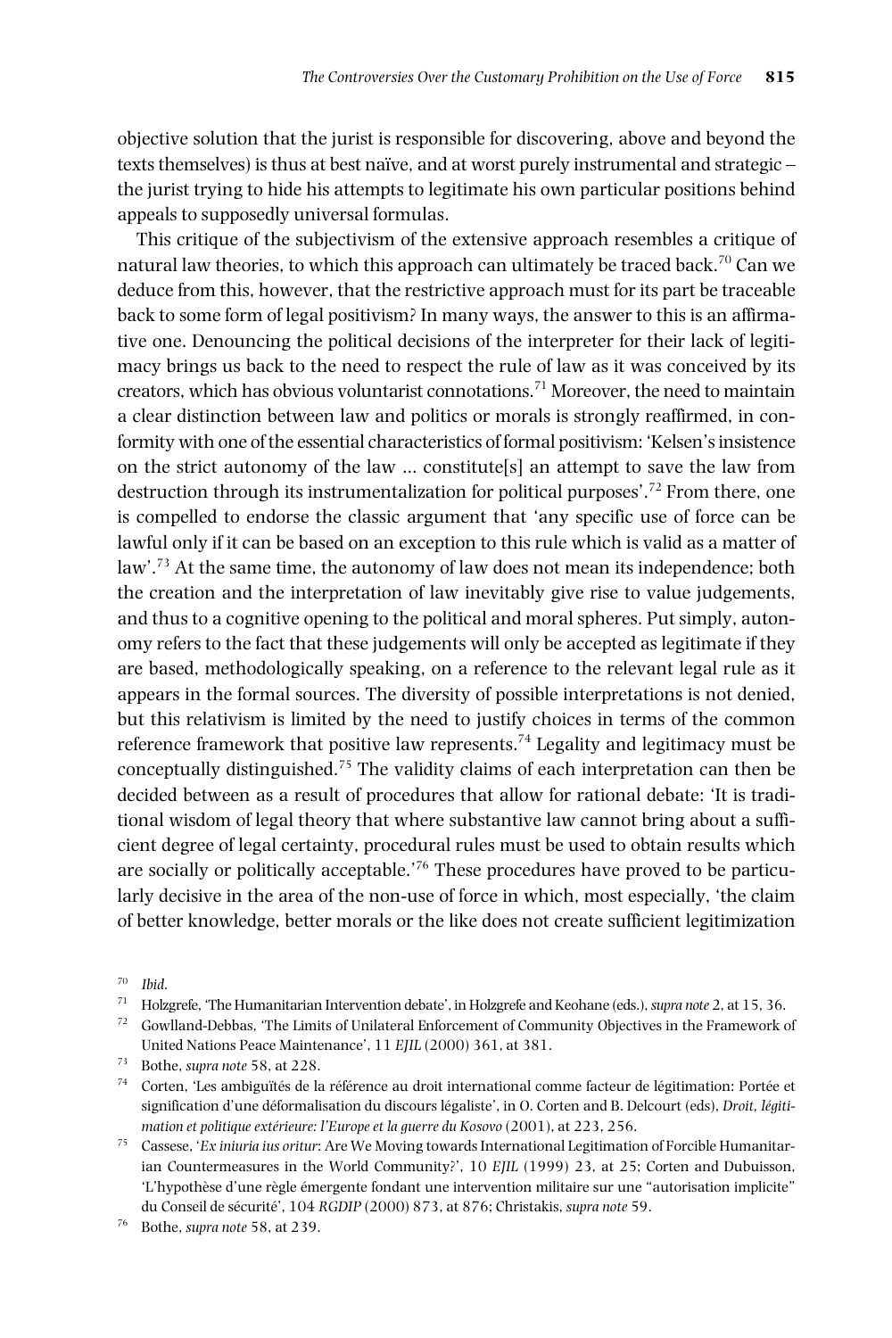objective solution that the jurist is responsible for discovering, above and beyond the texts themselves) is thus at best naïve, and at worst purely instrumental and strategic – the jurist trying to hide his attempts to legitimate his own particular positions behind appeals to supposedly universal formulas.

This critique of the subjectivism of the extensive approach resembles a critique of natural law theories, to which this approach can ultimately be traced back.[70] Can we deduce from this, however, that the restrictive approach must for its part be traceable back to some form of legal positivism? In many ways, the answer to this is an affirmative one. Denouncing the political decisions of the interpreter for their lack of legitimacy brings us back to the need to respect the rule of law as it was conceived by its creators, which has obvious voluntarist connotations.[71] Moreover, the need to maintain a clear distinction between law and politics or morals is strongly reaffirmed, in conformity with one of the essential characteristics of formal positivism: 'Kelsen's insistence on the strict autonomy of the law ... constitute[s] an attempt to save the law from destruction through its instrumentalization for political purposes'.[72] From there, one is compelled to endorse the classic argument that 'any specific use of force can be lawful only if it can be based on an exception to this rule which is valid as a matter of law'.[73] At the same time, the autonomy of law does not mean its independence; both the creation and the interpretation of law inevitably give rise to value judgements, and thus to a cognitive opening to the political and moral spheres. Put simply, autonomy refers to the fact that these judgements will only be accepted as legitimate if they are based, methodologically speaking, on a reference to the relevant legal rule as it appears in the formal sources. The diversity of possible interpretations is not denied, but this relativism is limited by the need to justify choices in terms of the common reference framework that positive law represents.[74] Legality and legitimacy must be conceptually distinguished.[75] The validity claims of each interpretation can then be decided between as a result of procedures that allow for rational debate: 'It is traditional wisdom of legal theory that where substantive law cannot bring about a sufficient degree of legal certainty, procedural rules must be used to obtain results which are socially or politically acceptable.'[76] These procedures have proved to be particularly decisive in the area of the non-use of force in which, most especially, 'the claim of better knowledge, better morals or the like does not create sufficient legitimization

[70] *Ibid.*

[71] Holzgrefe, 'The Humanitarian Intervention debate', in Holzgrefe and Keohane (eds.), *supra note* 2, at 15, 36.

[72] Gowlland-Debbas, 'The Limits of Unilateral Enforcement of Community Objectives in the Framework of United Nations Peace Maintenance', 11 *EJIL* (2000) 361, at 381.

[73] Bothe, *supra note* 58, at 228.

[74] Corten, 'Les ambiguïtés de la référence au droit international comme facteur de légitimation: Portée et signification d'une déformalisation du discours légaliste', in O. Corten and B. Delcourt (eds), *Droit, légitimation et politique extérieure: l'Europe et la guerre du Kosovo* (2001), at 223, 256.

[75] Cassese, '*Ex iniuria ius oritur*: Are We Moving towards International Legitimation of Forcible Humanitarian Countermeasures in the World Community?', 10 *EJIL* (1999) 23, at 25; Corten and Dubuisson, 'L'hypothèse d'une règle émergente fondant une intervention militaire sur une "autorisation implicite" du Conseil de sécurité', 104 *RGDIP* (2000) 873, at 876; Christakis, *supra note* 59.

[76] Bothe, *supra note* 58, at 239.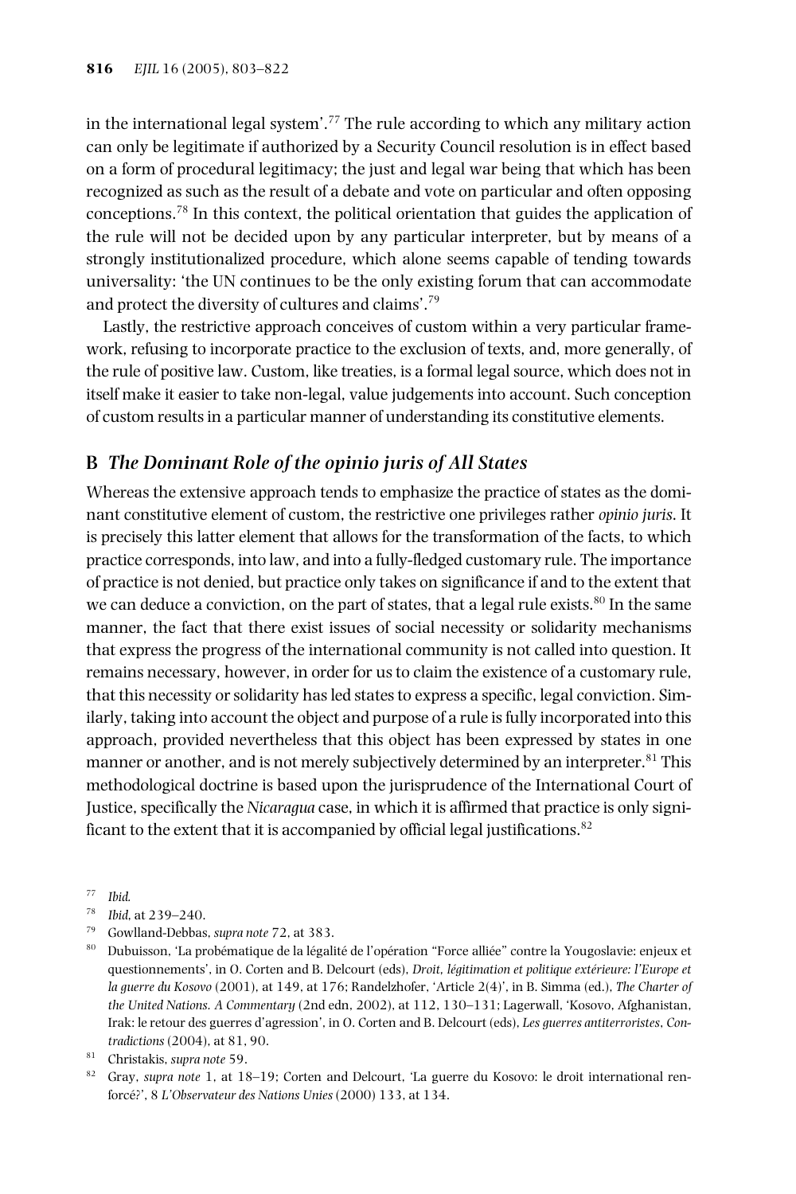in the international legal system'.[77] The rule according to which any military action can only be legitimate if authorized by a Security Council resolution is in effect based on a form of procedural legitimacy; the just and legal war being that which has been recognized as such as the result of a debate and vote on particular and often opposing conceptions.[78] In this context, the political orientation that guides the application of the rule will not be decided upon by any particular interpreter, but by means of a strongly institutionalized procedure, which alone seems capable of tending towards universality: 'the UN continues to be the only existing forum that can accommodate and protect the diversity of cultures and claims'.[79]

Lastly, the restrictive approach conceives of custom within a very particular framework, refusing to incorporate practice to the exclusion of texts, and, more generally, of the rule of positive law. Custom, like treaties, is a formal legal source, which does not in itself make it easier to take non-legal, value judgements into account. Such conception of custom results in a particular manner of understanding its constitutive elements.

## B *The Dominant Role of the opinio juris of All States*

Whereas the extensive approach tends to emphasize the practice of states as the dominant constitutive element of custom, the restrictive one privileges rather *opinio juris*. It is precisely this latter element that allows for the transformation of the facts, to which practice corresponds, into law, and into a fully-fledged customary rule. The importance of practice is not denied, but practice only takes on significance if and to the extent that we can deduce a conviction, on the part of states, that a legal rule exists.[80] In the same manner, the fact that there exist issues of social necessity or solidarity mechanisms that express the progress of the international community is not called into question. It remains necessary, however, in order for us to claim the existence of a customary rule, that this necessity or solidarity has led states to express a specific, legal conviction. Similarly, taking into account the object and purpose of a rule is fully incorporated into this approach, provided nevertheless that this object has been expressed by states in one manner or another, and is not merely subjectively determined by an interpreter.[81] This methodological doctrine is based upon the jurisprudence of the International Court of Justice, specifically the *Nicaragua* case, in which it is affirmed that practice is only significant to the extent that it is accompanied by official legal justifications.[82]

---

[77] *Ibid.*

[78] *Ibid*, at 239–240.

[79] Gowlland-Debbas, *supra note* 72, at 383.

[80] Dubuisson, 'La probématique de la légalité de l'opération "Force alliée" contre la Yougoslavie: enjeux et questionnements', in O. Corten and B. Delcourt (eds), *Droit, légitimation et politique extérieure: l'Europe et la guerre du Kosovo* (2001), at 149, at 176; Randelzhofer, 'Article 2(4)', in B. Simma (ed.), *The Charter of the United Nations. A Commentary* (2nd edn, 2002), at 112, 130–131; Lagerwall, 'Kosovo, Afghanistan, Irak: le retour des guerres d'agression', in O. Corten and B. Delcourt (eds), *Les guerres antiterroristes*, *Contradictions* (2004), at 81, 90.

[81] Christakis, *supra note* 59.

[82] Gray, *supra note* 1, at 18–19; Corten and Delcourt, 'La guerre du Kosovo: le droit international renforcé?', 8 *L'Observateur des Nations Unies* (2000) 133, at 134.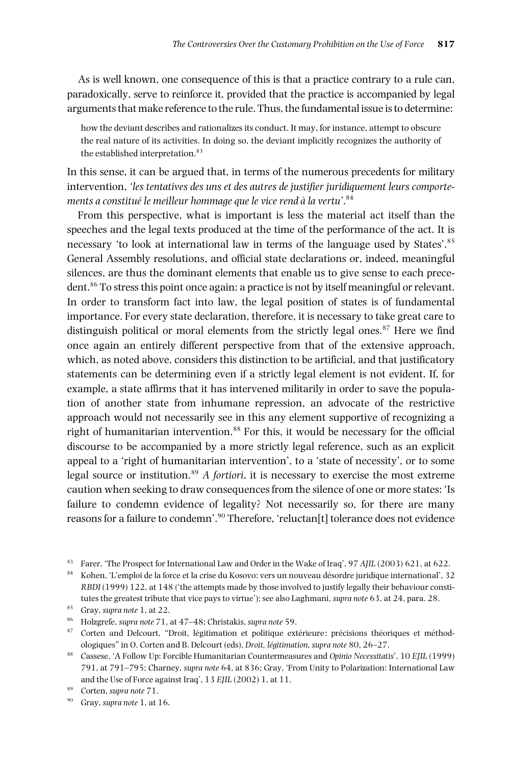As is well known, one consequence of this is that a practice contrary to a rule can, paradoxically, serve to reinforce it, provided that the practice is accompanied by legal arguments that make reference to the rule. Thus, the fundamental issue is to determine:

> how the deviant describes and rationalizes its conduct. It may, for instance, attempt to obscure the real nature of its activities. In doing so, the deviant implicitly recognizes the authority of the established interpretation.[83]

In this sense, it can be argued that, in terms of the numerous precedents for military intervention, *'les tentatives des uns et des autres de justifier juridiquement leurs comportements a constitué le meilleur hommage que le vice rend à la vertu'*.[84]

From this perspective, what is important is less the material act itself than the speeches and the legal texts produced at the time of the performance of the act. It is necessary 'to look at international law in terms of the language used by States'.[85] General Assembly resolutions, and official state declarations or, indeed, meaningful silences, are thus the dominant elements that enable us to give sense to each precedent.[86] To stress this point once again: a practice is not by itself meaningful or relevant. In order to transform fact into law, the legal position of states is of fundamental importance. For every state declaration, therefore, it is necessary to take great care to distinguish political or moral elements from the strictly legal ones.[87] Here we find once again an entirely different perspective from that of the extensive approach, which, as noted above, considers this distinction to be artificial, and that justificatory statements can be determining even if a strictly legal element is not evident. If, for example, a state affirms that it has intervened militarily in order to save the population of another state from inhumane repression, an advocate of the restrictive approach would not necessarily see in this any element supportive of recognizing a right of humanitarian intervention.[88] For this, it would be necessary for the official discourse to be accompanied by a more strictly legal reference, such as an explicit appeal to a 'right of humanitarian intervention', to a 'state of necessity', or to some legal source or institution.[89] *A fortiori*, it is necessary to exercise the most extreme caution when seeking to draw consequences from the silence of one or more states: 'Is failure to condemn evidence of legality? Not necessarily so, for there are many reasons for a failure to condemn'.[90] Therefore, 'reluctan[t] tolerance does not evidence

---

[83] Farer, 'The Prospect for International Law and Order in the Wake of Iraq', 97 *AJIL* (2003) 621, at 622.

[84] Kohen, 'L'emploi de la force et la crise du Kosovo: vers un nouveau désordre juridique international', 32 *RBDI* (1999) 122, at 148 ('the attempts made by those involved to justify legally their behaviour constitutes the greatest tribute that vice pays to virtue'); see also Laghmani, *supra note* 63, at 24, para. 28.

[85] Gray, *supra note* 1, at 22.

[86] Holzgrefe, *supra note* 71, at 47–48; Christakis, *supra note* 59.

[87] Corten and Delcourt, "Droit, légitimation et politique extérieure: précisions théoriques et méthodologiques" in O. Corten and B. Delcourt (eds), *Droit, légitimation, supra note* 80, 26–27.

[88] Cassese, 'A Follow Up: Forcible Humanitarian Countermeasures and *Opinio Necessitatis*', 10 *EJIL* (1999) 791, at 791–795; Charney, *supra note* 64, at 836; Gray, 'From Unity to Polarization: International Law and the Use of Force against Iraq', 13 *EJIL* (2002) 1, at 11.

[89] Corten, *supra note* 71.

[90] Gray, *supra note* 1, at 16.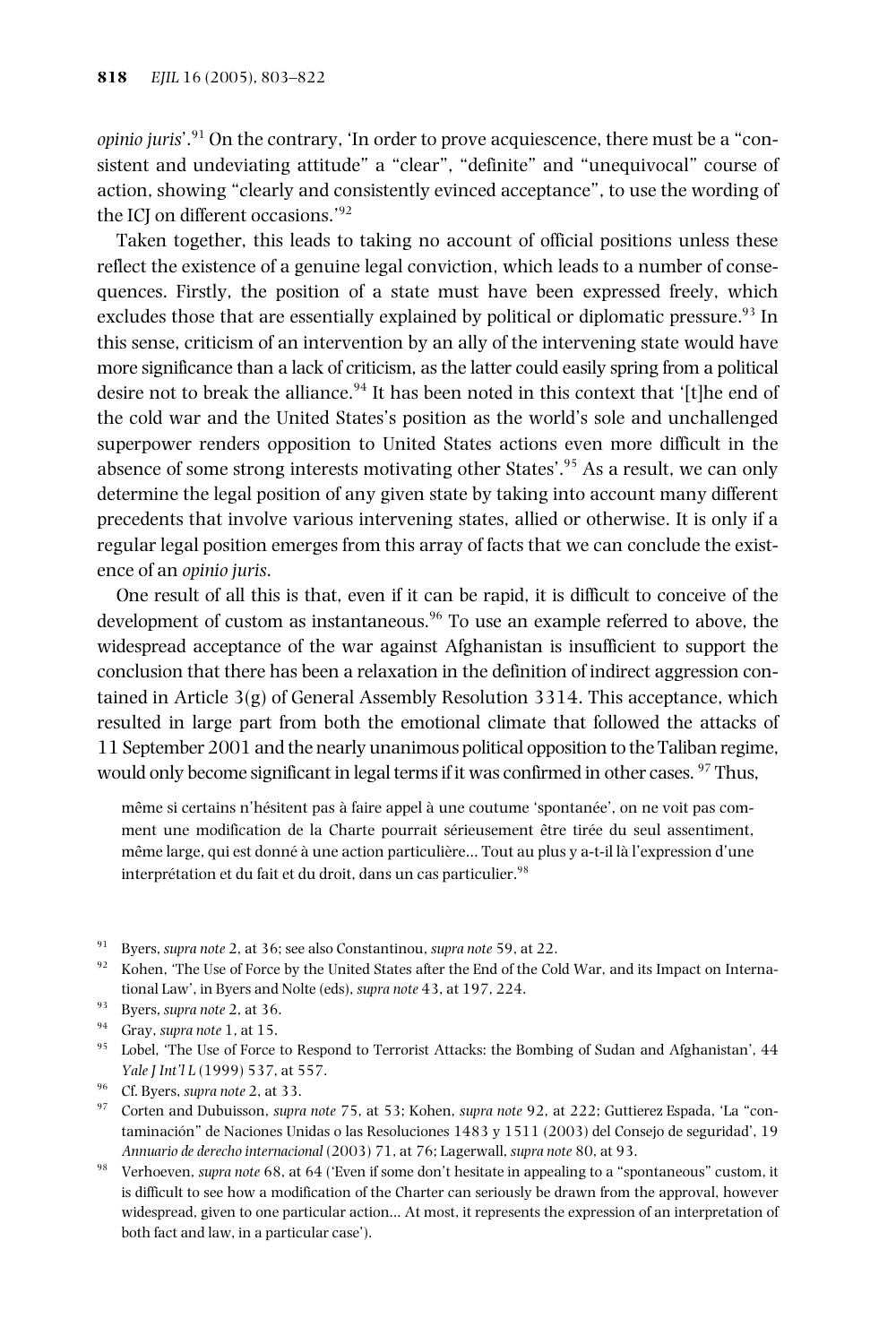*opinio juris*'.[91] On the contrary, 'In order to prove acquiescence, there must be a "consistent and undeviating attitude" a "clear", "definite" and "unequivocal" course of action, showing "clearly and consistently evinced acceptance", to use the wording of the ICJ on different occasions.'[92]

Taken together, this leads to taking no account of official positions unless these reflect the existence of a genuine legal conviction, which leads to a number of consequences. Firstly, the position of a state must have been expressed freely, which excludes those that are essentially explained by political or diplomatic pressure.[93] In this sense, criticism of an intervention by an ally of the intervening state would have more significance than a lack of criticism, as the latter could easily spring from a political desire not to break the alliance.[94] It has been noted in this context that '[t]he end of the cold war and the United States's position as the world's sole and unchallenged superpower renders opposition to United States actions even more difficult in the absence of some strong interests motivating other States'.[95] As a result, we can only determine the legal position of any given state by taking into account many different precedents that involve various intervening states, allied or otherwise. It is only if a regular legal position emerges from this array of facts that we can conclude the existence of an *opinio juris*.

One result of all this is that, even if it can be rapid, it is difficult to conceive of the development of custom as instantaneous.[96] To use an example referred to above, the widespread acceptance of the war against Afghanistan is insufficient to support the conclusion that there has been a relaxation in the definition of indirect aggression contained in Article 3(g) of General Assembly Resolution 3314. This acceptance, which resulted in large part from both the emotional climate that followed the attacks of 11 September 2001 and the nearly unanimous political opposition to the Taliban regime, would only become significant in legal terms if it was confirmed in other cases. [97] Thus,

> même si certains n'hésitent pas à faire appel à une coutume 'spontanée', on ne voit pas comment une modification de la Charte pourrait sérieusement être tirée du seul assentiment, même large, qui est donné à une action particulière... Tout au plus y a-t-il là l'expression d'une interprétation et du fait et du droit, dans un cas particulier.[98]

[91] Byers, *supra note* 2, at 36; see also Constantinou, *supra note* 59, at 22.

[92] Kohen, 'The Use of Force by the United States after the End of the Cold War, and its Impact on International Law', in Byers and Nolte (eds), *supra note* 43, at 197, 224.

[93] Byers, *supra note* 2, at 36.

[94] Gray, *supra note* 1, at 15.

[95] Lobel, 'The Use of Force to Respond to Terrorist Attacks: the Bombing of Sudan and Afghanistan', 44 *Yale J Int'l L* (1999) 537, at 557.

[96] Cf. Byers, *supra note* 2, at 33.

[97] Corten and Dubuisson, *supra note* 75, at 53; Kohen, *supra note* 92, at 222; Guttierez Espada, 'La "contaminación" de Naciones Unidas o las Resoluciones 1483 y 1511 (2003) del Consejo de seguridad', 19 *Annuario de derecho internacional* (2003) 71, at 76; Lagerwall, *supra note* 80, at 93.

[98] Verhoeven, *supra note* 68, at 64 ('Even if some don't hesitate in appealing to a "spontaneous" custom, it is difficult to see how a modification of the Charter can seriously be drawn from the approval, however widespread, given to one particular action... At most, it represents the expression of an interpretation of both fact and law, in a particular case').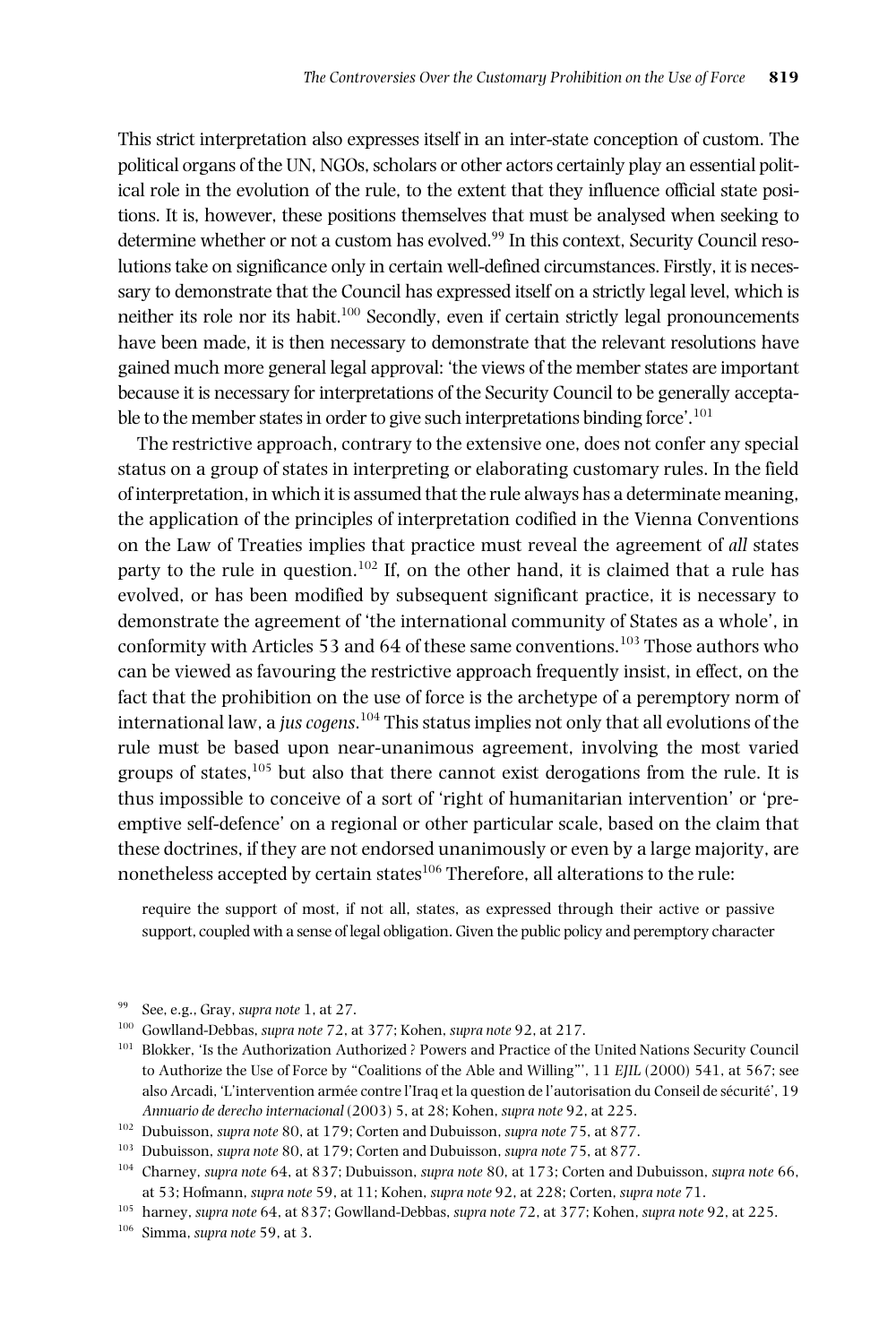This strict interpretation also expresses itself in an inter-state conception of custom. The political organs of the UN, NGOs, scholars or other actors certainly play an essential political role in the evolution of the rule, to the extent that they influence official state positions. It is, however, these positions themselves that must be analysed when seeking to determine whether or not a custom has evolved.[99] In this context, Security Council resolutions take on significance only in certain well-defined circumstances. Firstly, it is necessary to demonstrate that the Council has expressed itself on a strictly legal level, which is neither its role nor its habit.[100] Secondly, even if certain strictly legal pronouncements have been made, it is then necessary to demonstrate that the relevant resolutions have gained much more general legal approval: 'the views of the member states are important because it is necessary for interpretations of the Security Council to be generally acceptable to the member states in order to give such interpretations binding force'.[101]

The restrictive approach, contrary to the extensive one, does not confer any special status on a group of states in interpreting or elaborating customary rules. In the field of interpretation, in which it is assumed that the rule always has a determinate meaning, the application of the principles of interpretation codified in the Vienna Conventions on the Law of Treaties implies that practice must reveal the agreement of *all* states party to the rule in question.[102] If, on the other hand, it is claimed that a rule has evolved, or has been modified by subsequent significant practice, it is necessary to demonstrate the agreement of 'the international community of States as a whole', in conformity with Articles 53 and 64 of these same conventions.[103] Those authors who can be viewed as favouring the restrictive approach frequently insist, in effect, on the fact that the prohibition on the use of force is the archetype of a peremptory norm of international law, a *jus cogens*.[104] This status implies not only that all evolutions of the rule must be based upon near-unanimous agreement, involving the most varied groups of states,[105] but also that there cannot exist derogations from the rule. It is thus impossible to conceive of a sort of 'right of humanitarian intervention' or 'pre-emptive self-defence' on a regional or other particular scale, based on the claim that these doctrines, if they are not endorsed unanimously or even by a large majority, are nonetheless accepted by certain states[106] Therefore, all alterations to the rule:

> require the support of most, if not all, states, as expressed through their active or passive support, coupled with a sense of legal obligation. Given the public policy and peremptory character

---

[99] See, e.g., Gray, *supra note* 1, at 27.

[100] Gowlland-Debbas, *supra note* 72, at 377; Kohen, *supra note* 92, at 217.

[101] Blokker, 'Is the Authorization Authorized ? Powers and Practice of the United Nations Security Council to Authorize the Use of Force by "Coalitions of the Able and Willing"', 11 *EJIL* (2000) 541, at 567; see also Arcadi, 'L'intervention armée contre l'Iraq et la question de l'autorisation du Conseil de sécurité', 19 *Annuario de derecho internacional* (2003) 5, at 28; Kohen, *supra note* 92, at 225.

[102] Dubuisson, *supra note* 80, at 179; Corten and Dubuisson, *supra note* 75, at 877.

[103] Dubuisson, *supra note* 80, at 179; Corten and Dubuisson, *supra note* 75, at 877.

[104] Charney, *supra note* 64, at 837; Dubuisson, *supra note* 80, at 173; Corten and Dubuisson, *supra note* 66, at 53; Hofmann, *supra note* 59, at 11; Kohen, *supra note* 92, at 228; Corten, *supra note* 71.

[105] harney, *supra note* 64, at 837; Gowlland-Debbas, *supra note* 72, at 377; Kohen, *supra note* 92, at 225.

[106] Simma, *supra note* 59, at 3.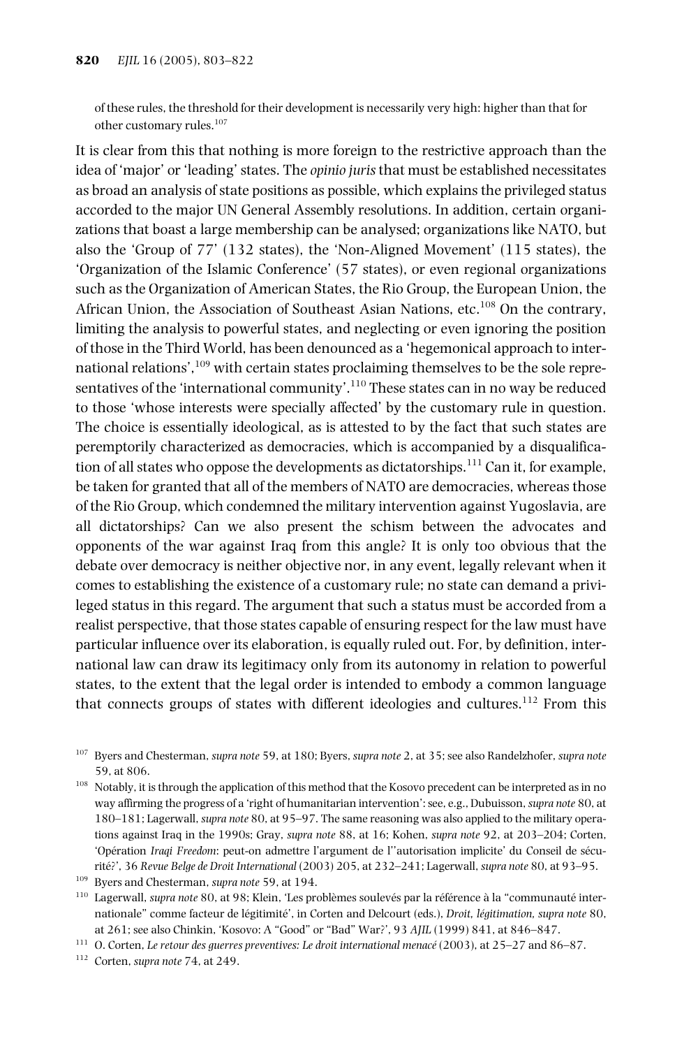of these rules, the threshold for their development is necessarily very high: higher than that for other customary rules.[107]

It is clear from this that nothing is more foreign to the restrictive approach than the idea of 'major' or 'leading' states. The *opinio juris* that must be established necessitates as broad an analysis of state positions as possible, which explains the privileged status accorded to the major UN General Assembly resolutions. In addition, certain organizations that boast a large membership can be analysed; organizations like NATO, but also the 'Group of 77' (132 states), the 'Non-Aligned Movement' (115 states), the 'Organization of the Islamic Conference' (57 states), or even regional organizations such as the Organization of American States, the Rio Group, the European Union, the African Union, the Association of Southeast Asian Nations, etc.[108] On the contrary, limiting the analysis to powerful states, and neglecting or even ignoring the position of those in the Third World, has been denounced as a 'hegemonical approach to international relations',[109] with certain states proclaiming themselves to be the sole representatives of the 'international community'.[110] These states can in no way be reduced to those 'whose interests were specially affected' by the customary rule in question. The choice is essentially ideological, as is attested to by the fact that such states are peremptorily characterized as democracies, which is accompanied by a disqualification of all states who oppose the developments as dictatorships.[111] Can it, for example, be taken for granted that all of the members of NATO are democracies, whereas those of the Rio Group, which condemned the military intervention against Yugoslavia, are all dictatorships? Can we also present the schism between the advocates and opponents of the war against Iraq from this angle? It is only too obvious that the debate over democracy is neither objective nor, in any event, legally relevant when it comes to establishing the existence of a customary rule; no state can demand a privileged status in this regard. The argument that such a status must be accorded from a realist perspective, that those states capable of ensuring respect for the law must have particular influence over its elaboration, is equally ruled out. For, by definition, international law can draw its legitimacy only from its autonomy in relation to powerful states, to the extent that the legal order is intended to embody a common language that connects groups of states with different ideologies and cultures.[112] From this

---

[107] Byers and Chesterman, *supra note* 59, at 180; Byers, *supra note* 2, at 35; see also Randelzhofer, *supra note* 59, at 806.

[108] Notably, it is through the application of this method that the Kosovo precedent can be interpreted as in no way affirming the progress of a 'right of humanitarian intervention': see, e.g., Dubuisson, *supra note* 80, at 180–181; Lagerwall, *supra note* 80, at 95–97. The same reasoning was also applied to the military operations against Iraq in the 1990s; Gray, *supra note* 88, at 16; Kohen, *supra note* 92, at 203–204; Corten, 'Opération *Iraqi Freedom*: peut-on admettre l'argument de l''autorisation implicite' du Conseil de sécurité?', 36 *Revue Belge de Droit International* (2003) 205, at 232–241; Lagerwall, *supra note* 80, at 93–95.

[109] Byers and Chesterman, *supra note* 59, at 194.

[110] Lagerwall, *supra note* 80, at 98; Klein, 'Les problèmes soulevés par la référence à la "communauté internationale" comme facteur de légitimité', in Corten and Delcourt (eds.), *Droit, légitimation, supra note* 80, at 261; see also Chinkin, 'Kosovo: A "Good" or "Bad" War?', 93 *AJIL* (1999) 841, at 846–847.

[111] O. Corten, *Le retour des guerres preventives: Le droit international menacé* (2003), at 25–27 and 86–87.

[112] Corten, *supra note* 74, at 249.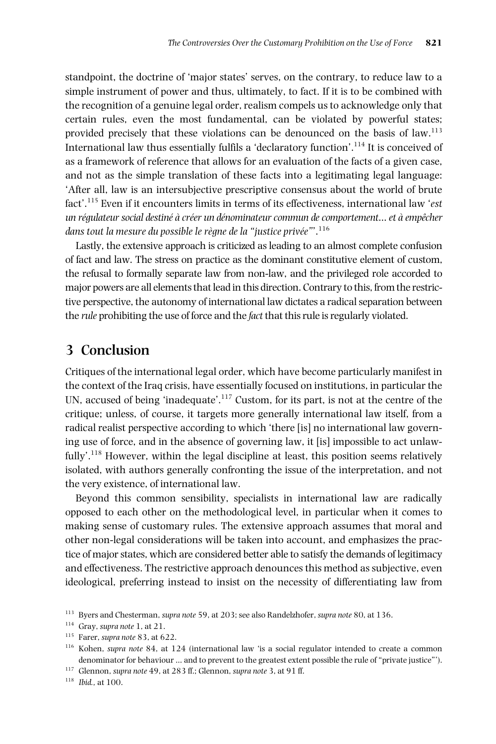standpoint, the doctrine of 'major states' serves, on the contrary, to reduce law to a simple instrument of power and thus, ultimately, to fact. If it is to be combined with the recognition of a genuine legal order, realism compels us to acknowledge only that certain rules, even the most fundamental, can be violated by powerful states; provided precisely that these violations can be denounced on the basis of law.[113] International law thus essentially fulfils a 'declaratory function'.[114] It is conceived of as a framework of reference that allows for an evaluation of the facts of a given case, and not as the simple translation of these facts into a legitimating legal language: 'After all, law is an intersubjective prescriptive consensus about the world of brute fact'.[115] Even if it encounters limits in terms of its effectiveness, international law '*est un régulateur social destiné à créer un dénominateur commun de comportement… et à empêcher dans tout la mesure du possible le règne de la "justice privée"*'.[116]

Lastly, the extensive approach is criticized as leading to an almost complete confusion of fact and law. The stress on practice as the dominant constitutive element of custom, the refusal to formally separate law from non-law, and the privileged role accorded to major powers are all elements that lead in this direction. Contrary to this, from the restrictive perspective, the autonomy of international law dictates a radical separation between the *rule* prohibiting the use of force and the *fact* that this rule is regularly violated.

## 3 Conclusion

Critiques of the international legal order, which have become particularly manifest in the context of the Iraq crisis, have essentially focused on institutions, in particular the UN, accused of being 'inadequate'.[117] Custom, for its part, is not at the centre of the critique; unless, of course, it targets more generally international law itself, from a radical realist perspective according to which 'there [is] no international law governing use of force, and in the absence of governing law, it [is] impossible to act unlawfully'.[118] However, within the legal discipline at least, this position seems relatively isolated, with authors generally confronting the issue of the interpretation, and not the very existence, of international law.

Beyond this common sensibility, specialists in international law are radically opposed to each other on the methodological level, in particular when it comes to making sense of customary rules. The extensive approach assumes that moral and other non-legal considerations will be taken into account, and emphasizes the practice of major states, which are considered better able to satisfy the demands of legitimacy and effectiveness. The restrictive approach denounces this method as subjective, even ideological, preferring instead to insist on the necessity of differentiating law from

[113] Byers and Chesterman, *supra note* 59, at 203; see also Randelzhofer, *supra note* 80, at 136.

[114] Gray, *supra note* 1, at 21.

[115] Farer, *supra note* 83, at 622.

[116] Kohen, *supra note* 84, at 124 (international law 'is a social regulator intended to create a common denominator for behaviour … and to prevent to the greatest extent possible the rule of "private justice"').

[117] Glennon, *supra note* 49, at 283 ff.; Glennon, *supra note* 3, at 91 ff.

[118] *Ibid.*, at 100.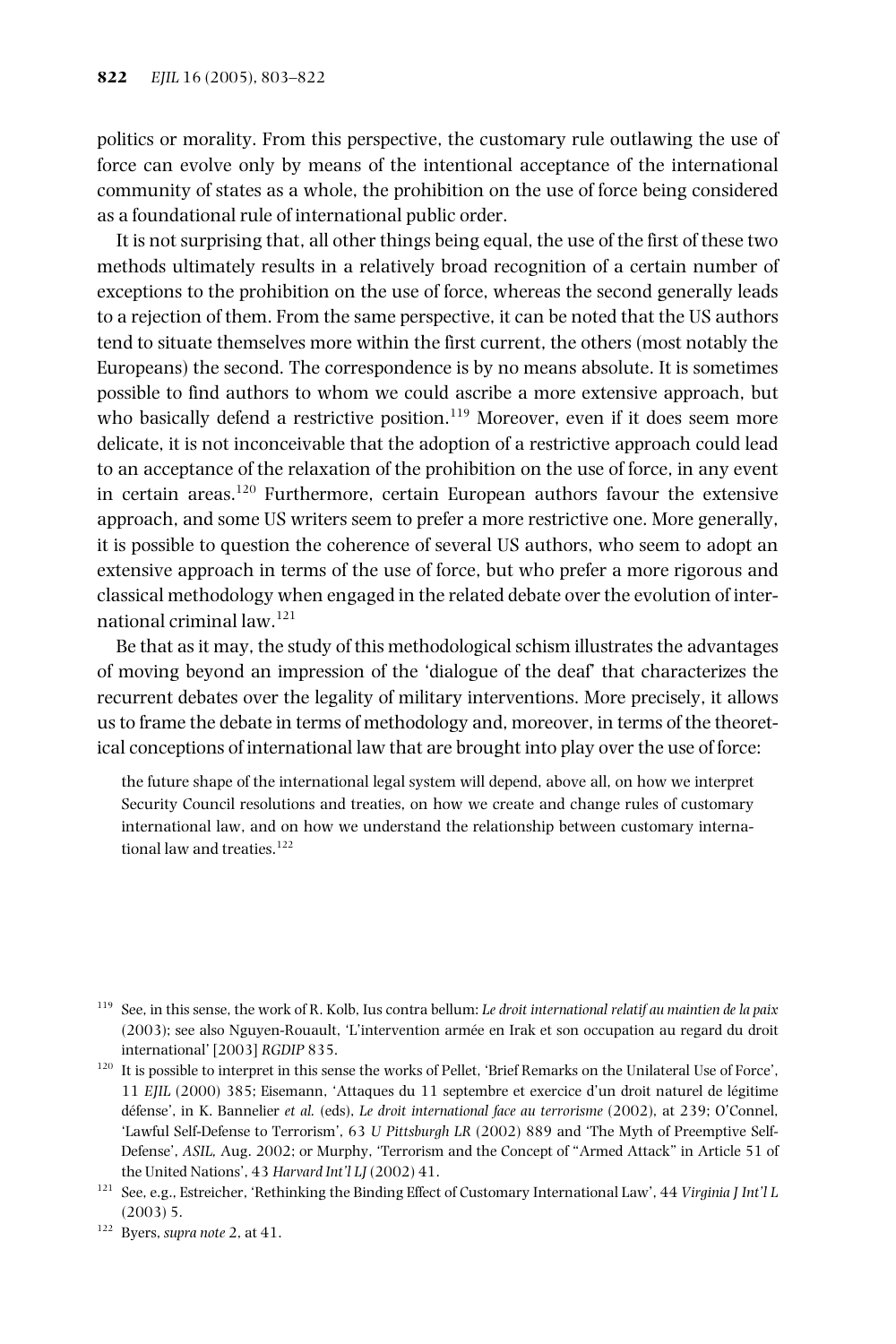politics or morality. From this perspective, the customary rule outlawing the use of force can evolve only by means of the intentional acceptance of the international community of states as a whole, the prohibition on the use of force being considered as a foundational rule of international public order.

It is not surprising that, all other things being equal, the use of the first of these two methods ultimately results in a relatively broad recognition of a certain number of exceptions to the prohibition on the use of force, whereas the second generally leads to a rejection of them. From the same perspective, it can be noted that the US authors tend to situate themselves more within the first current, the others (most notably the Europeans) the second. The correspondence is by no means absolute. It is sometimes possible to find authors to whom we could ascribe a more extensive approach, but who basically defend a restrictive position.[119] Moreover, even if it does seem more delicate, it is not inconceivable that the adoption of a restrictive approach could lead to an acceptance of the relaxation of the prohibition on the use of force, in any event in certain areas.[120] Furthermore, certain European authors favour the extensive approach, and some US writers seem to prefer a more restrictive one. More generally, it is possible to question the coherence of several US authors, who seem to adopt an extensive approach in terms of the use of force, but who prefer a more rigorous and classical methodology when engaged in the related debate over the evolution of international criminal law.[121]

Be that as it may, the study of this methodological schism illustrates the advantages of moving beyond an impression of the 'dialogue of the deaf' that characterizes the recurrent debates over the legality of military interventions. More precisely, it allows us to frame the debate in terms of methodology and, moreover, in terms of the theoretical conceptions of international law that are brought into play over the use of force:

> the future shape of the international legal system will depend, above all, on how we interpret Security Council resolutions and treaties, on how we create and change rules of customary international law, and on how we understand the relationship between customary international law and treaties.[122]

---

[119] See, in this sense, the work of R. Kolb, Ius contra bellum: *Le droit international relatif au maintien de la paix* (2003); see also Nguyen-Rouault, 'L'intervention armée en Irak et son occupation au regard du droit international' [2003] *RGDIP* 835.

[120] It is possible to interpret in this sense the works of Pellet, 'Brief Remarks on the Unilateral Use of Force', 11 *EJIL* (2000) 385; Eisemann, 'Attaques du 11 septembre et exercice d'un droit naturel de légitime défense', in K. Bannelier *et al.* (eds), *Le droit international face au terrorisme* (2002), at 239; O'Connel, 'Lawful Self-Defense to Terrorism', 63 *U Pittsburgh LR* (2002) 889 and 'The Myth of Preemptive Self-Defense', *ASIL*, Aug. 2002; or Murphy, 'Terrorism and the Concept of "Armed Attack" in Article 51 of the United Nations', 43 *Harvard Int'l LJ* (2002) 41.

[121] See, e.g., Estreicher, 'Rethinking the Binding Effect of Customary International Law', 44 *Virginia J Int'l L* (2003) 5.

[122] Byers, *supra note* 2, at 41.